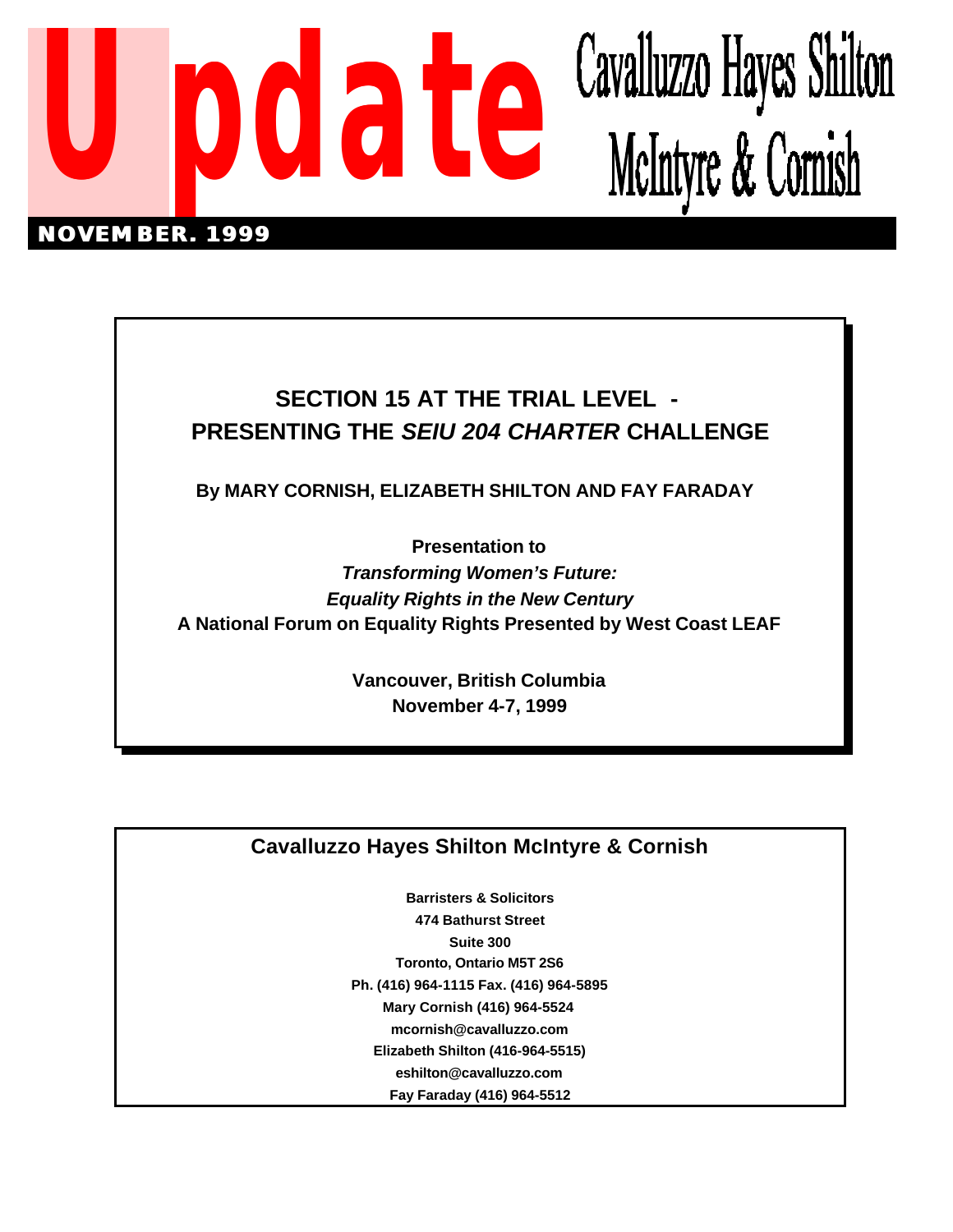# Update

**Cavalluzzo Hayes Shilton McIntyre & Cornish**

**NOVEMBER. 1999**

## SECTION 15 AT THE TRIAL LEVEL - PRESENTING THE *SEIU 204 CHARTER* CHALLENGE

**By MARY CORNISH, ELIZABETH SHILTON AND FAY FARADAY**

**Presentation to**
***Transforming Women's Future:***
***Equality Rights in the New Century***
**A National Forum on Equality Rights Presented by West Coast LEAF**

**Vancouver, British Columbia**
**November 4-7, 1999**

---

### Cavalluzzo Hayes Shilton McIntyre & Cornish

**Barristers & Solicitors**
**474 Bathurst Street**
**Suite 300**
**Toronto, Ontario M5T 2S6**
**Ph. (416) 964-1115 Fax. (416) 964-5895**
**Mary Cornish (416) 964-5524**
**mcornish@cavalluzzo.com**
**Elizabeth Shilton (416-964-5515)**
**eshilton@cavalluzzo.com**
**Fay Faraday (416) 964-5512**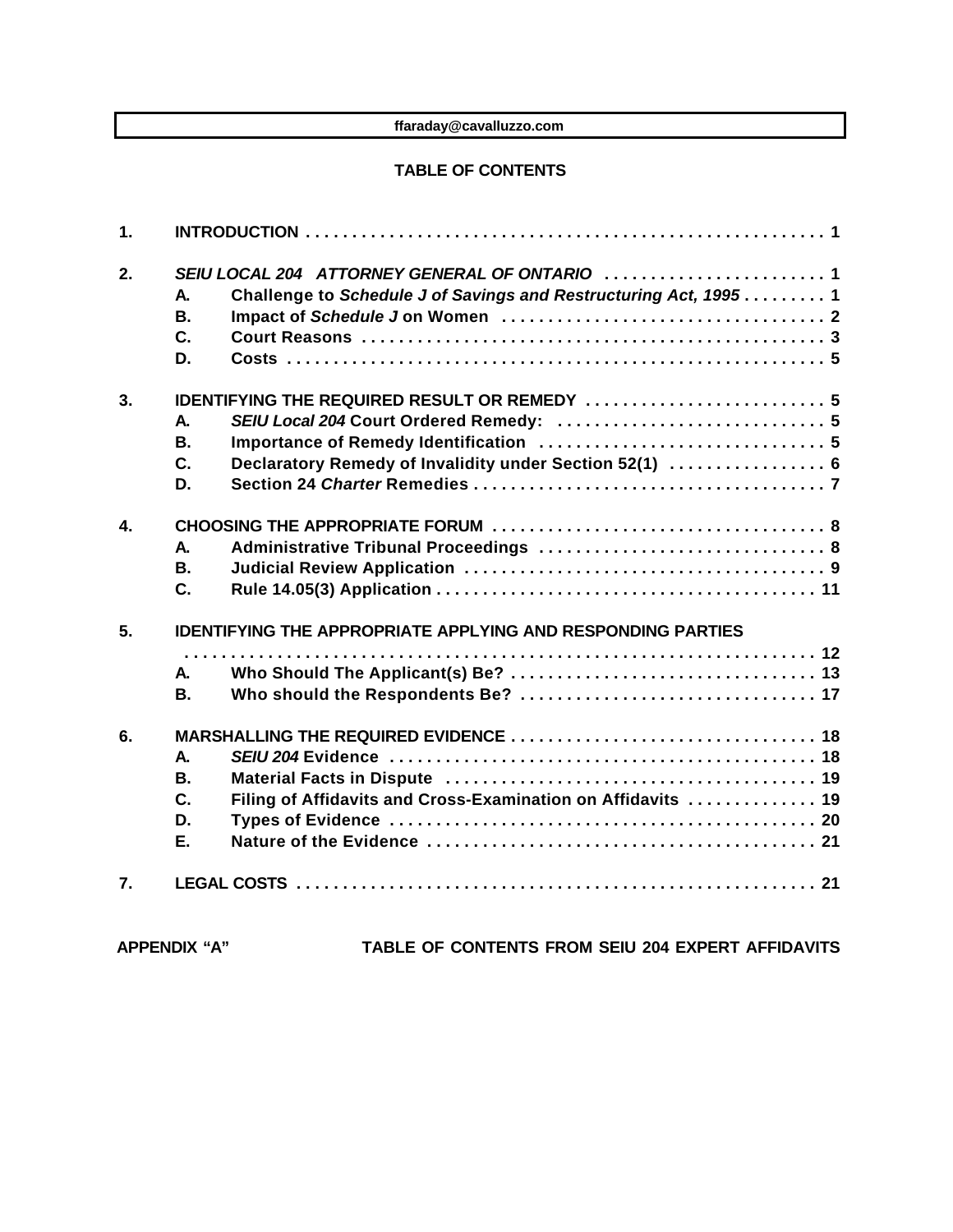ffaraday@cavalluzzo.com

## TABLE OF CONTENTS

**1. INTRODUCTION** . . . . . . . . . . . . . . . . . . . . . . . . . . . . . . . . . . . . . . . . . . . . . . . . . . . . . . . 1

**2. *SEIU LOCAL 204 ATTORNEY GENERAL OF ONTARIO*** . . . . . . . . . . . . . . . . . . . . . . . . 1
- **A. Challenge to *Schedule J of Savings and Restructuring Act, 1995*** . . . . . . . . . 1
- **B. Impact of *Schedule J* on Women** . . . . . . . . . . . . . . . . . . . . . . . . . . . . . . . . . . . 2
- **C. Court Reasons** . . . . . . . . . . . . . . . . . . . . . . . . . . . . . . . . . . . . . . . . . . . . . . . . . 3
- **D. Costs** . . . . . . . . . . . . . . . . . . . . . . . . . . . . . . . . . . . . . . . . . . . . . . . . . . . . . . . . . 5

**3. IDENTIFYING THE REQUIRED RESULT OR REMEDY** . . . . . . . . . . . . . . . . . . . . . . . . . . 5
- **A. *SEIU Local 204* Court Ordered Remedy:** . . . . . . . . . . . . . . . . . . . . . . . . . . . . . 5
- **B. Importance of Remedy Identification** . . . . . . . . . . . . . . . . . . . . . . . . . . . . . . . . 5
- **C. Declaratory Remedy of Invalidity under Section 52(1)** . . . . . . . . . . . . . . . . . 6
- **D. Section 24 *Charter* Remedies** . . . . . . . . . . . . . . . . . . . . . . . . . . . . . . . . . . . . . 7

**4. CHOOSING THE APPROPRIATE FORUM** . . . . . . . . . . . . . . . . . . . . . . . . . . . . . . . . . . . . 8
- **A. Administrative Tribunal Proceedings** . . . . . . . . . . . . . . . . . . . . . . . . . . . . . . . . 8
- **B. Judicial Review Application** . . . . . . . . . . . . . . . . . . . . . . . . . . . . . . . . . . . . . . . 9
- **C. Rule 14.05(3) Application** . . . . . . . . . . . . . . . . . . . . . . . . . . . . . . . . . . . . . . . . 11

**5. IDENTIFYING THE APPROPRIATE APPLYING AND RESPONDING PARTIES** . . . . . . . . . . . . . . . . . . . . . . . . . . . . . . . . . . . . . . . . . . . . . . . . . . . . . . . . . . . . . . . . . 12
- **A. Who Should The Applicant(s) Be?** . . . . . . . . . . . . . . . . . . . . . . . . . . . . . . . . . 13
- **B. Who should the Respondents Be?** . . . . . . . . . . . . . . . . . . . . . . . . . . . . . . . . . 17

**6. MARSHALLING THE REQUIRED EVIDENCE** . . . . . . . . . . . . . . . . . . . . . . . . . . . . . . . . . 18
- **A. *SEIU 204* Evidence** . . . . . . . . . . . . . . . . . . . . . . . . . . . . . . . . . . . . . . . . . . . . . . 18
- **B. Material Facts in Dispute** . . . . . . . . . . . . . . . . . . . . . . . . . . . . . . . . . . . . . . . . 19
- **C. Filing of Affidavits and Cross-Examination on Affidavits** . . . . . . . . . . . . . . 19
- **D. Types of Evidence** . . . . . . . . . . . . . . . . . . . . . . . . . . . . . . . . . . . . . . . . . . . . . . 20
- **E. Nature of the Evidence** . . . . . . . . . . . . . . . . . . . . . . . . . . . . . . . . . . . . . . . . . . 21

**7. LEGAL COSTS** . . . . . . . . . . . . . . . . . . . . . . . . . . . . . . . . . . . . . . . . . . . . . . . . . . . . . . . . 21

**APPENDIX "A"** **TABLE OF CONTENTS FROM SEIU 204 EXPERT AFFIDAVITS**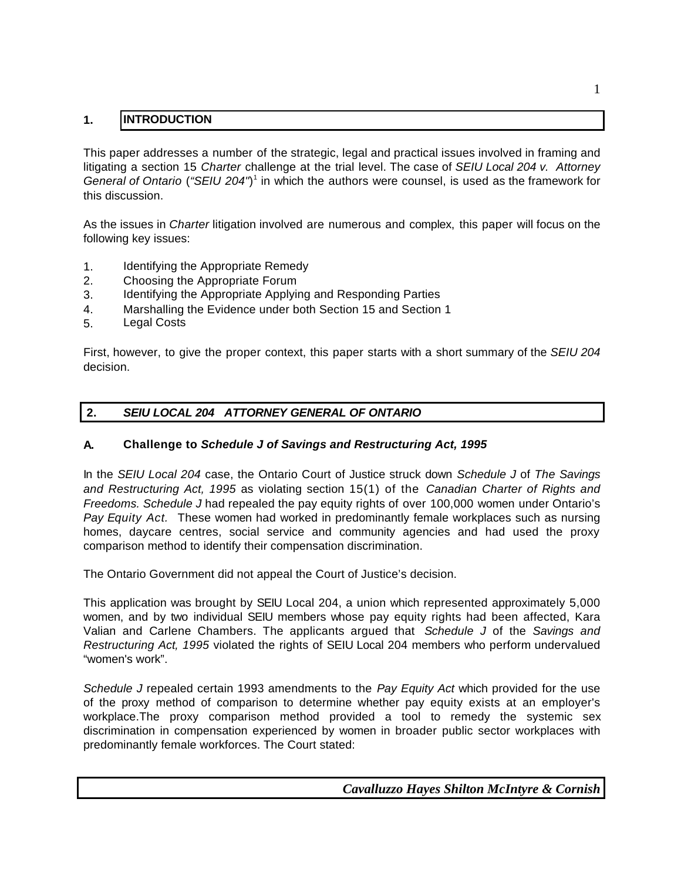## 1. INTRODUCTION

This paper addresses a number of the strategic, legal and practical issues involved in framing and litigating a section 15 *Charter* challenge at the trial level. The case of *SEIU Local 204 v. Attorney General of Ontario* (*"SEIU 204"*)[1] in which the authors were counsel, is used as the framework for this discussion.

As the issues in *Charter* litigation involved are numerous and complex, this paper will focus on the following key issues:

1. Identifying the Appropriate Remedy
2. Choosing the Appropriate Forum
3. Identifying the Appropriate Applying and Responding Parties
4. Marshalling the Evidence under both Section 15 and Section 1
5. Legal Costs

First, however, to give the proper context, this paper starts with a short summary of the *SEIU 204* decision.

## 2. *SEIU LOCAL 204 ATTORNEY GENERAL OF ONTARIO*

### A. Challenge to *Schedule J of Savings and Restructuring Act, 1995*

In the *SEIU Local 204* case, the Ontario Court of Justice struck down *Schedule J* of *The Savings and Restructuring Act, 1995* as violating section 15(1) of the *Canadian Charter of Rights and Freedoms. Schedule J* had repealed the pay equity rights of over 100,000 women under Ontario's *Pay Equity Act.* These women had worked in predominantly female workplaces such as nursing homes, daycare centres, social service and community agencies and had used the proxy comparison method to identify their compensation discrimination.

The Ontario Government did not appeal the Court of Justice's decision.

This application was brought by SEIU Local 204, a union which represented approximately 5,000 women, and by two individual SEIU members whose pay equity rights had been affected, Kara Valian and Carlene Chambers. The applicants argued that *Schedule J* of the *Savings and Restructuring Act, 1995* violated the rights of SEIU Local 204 members who perform undervalued "women's work".

*Schedule J* repealed certain 1993 amendments to the *Pay Equity Act* which provided for the use of the proxy method of comparison to determine whether pay equity exists at an employer's workplace.The proxy comparison method provided a tool to remedy the systemic sex discrimination in compensation experienced by women in broader public sector workplaces with predominantly female workforces. The Court stated: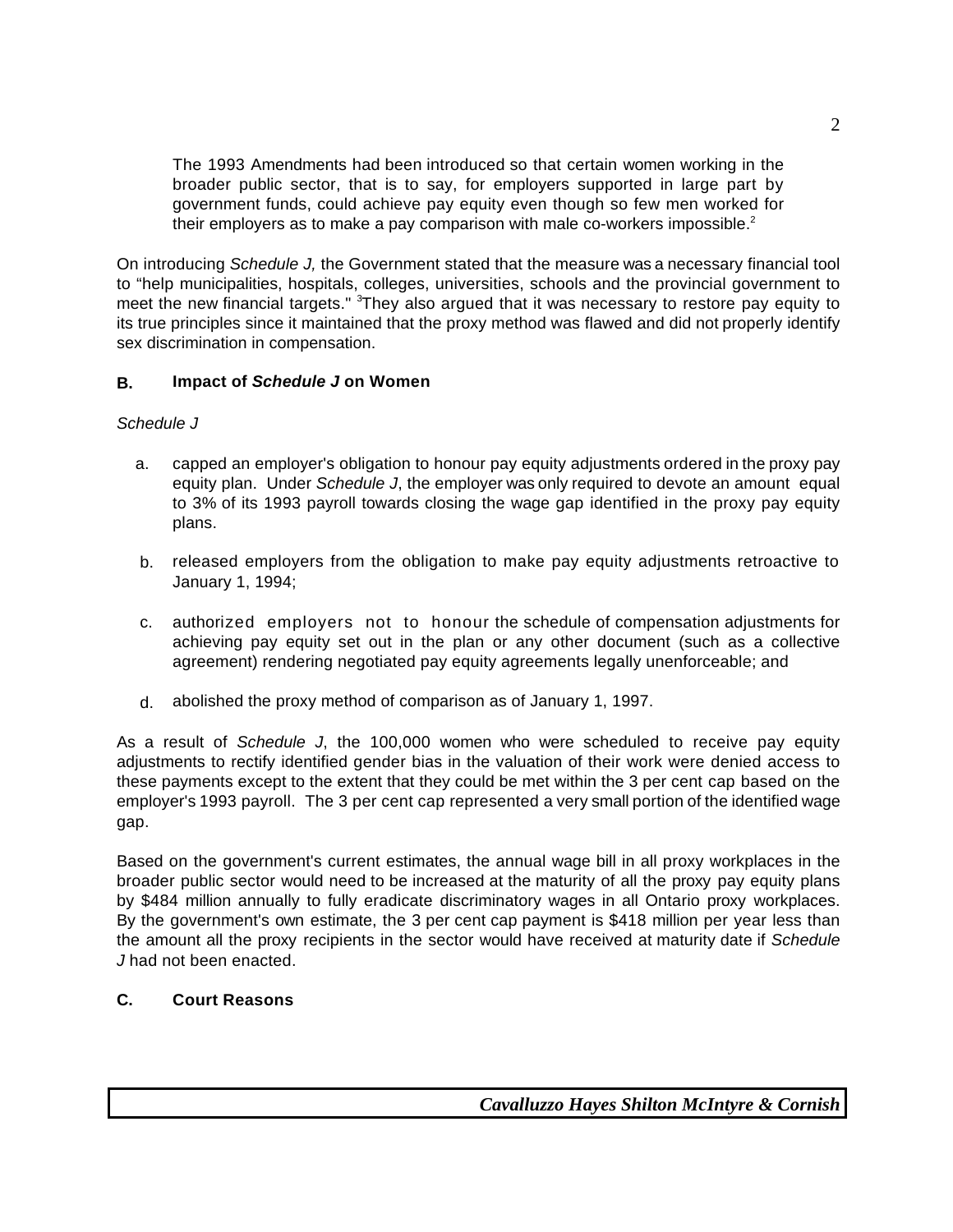> The 1993 Amendments had been introduced so that certain women working in the broader public sector, that is to say, for employers supported in large part by government funds, could achieve pay equity even though so few men worked for their employers as to make a pay comparison with male co-workers impossible.[2]

On introducing *Schedule J,* the Government stated that the measure was a necessary financial tool to "help municipalities, hospitals, colleges, universities, schools and the provincial government to meet the new financial targets." [3]They also argued that it was necessary to restore pay equity to its true principles since it maintained that the proxy method was flawed and did not properly identify sex discrimination in compensation.

## B. Impact of *Schedule J* on Women

*Schedule J*

a. capped an employer's obligation to honour pay equity adjustments ordered in the proxy pay equity plan. Under *Schedule J*, the employer was only required to devote an amount equal to 3% of its 1993 payroll towards closing the wage gap identified in the proxy pay equity plans.

b. released employers from the obligation to make pay equity adjustments retroactive to January 1, 1994;

c. authorized employers not to honour the schedule of compensation adjustments for achieving pay equity set out in the plan or any other document (such as a collective agreement) rendering negotiated pay equity agreements legally unenforceable; and

d. abolished the proxy method of comparison as of January 1, 1997.

As a result of *Schedule J*, the 100,000 women who were scheduled to receive pay equity adjustments to rectify identified gender bias in the valuation of their work were denied access to these payments except to the extent that they could be met within the 3 per cent cap based on the employer's 1993 payroll. The 3 per cent cap represented a very small portion of the identified wage gap.

Based on the government's current estimates, the annual wage bill in all proxy workplaces in the broader public sector would need to be increased at the maturity of all the proxy pay equity plans by $484 million annually to fully eradicate discriminatory wages in all Ontario proxy workplaces. By the government's own estimate, the 3 per cent cap payment is $418 million per year less than the amount all the proxy recipients in the sector would have received at maturity date if *Schedule J* had not been enacted.

## C. Court Reasons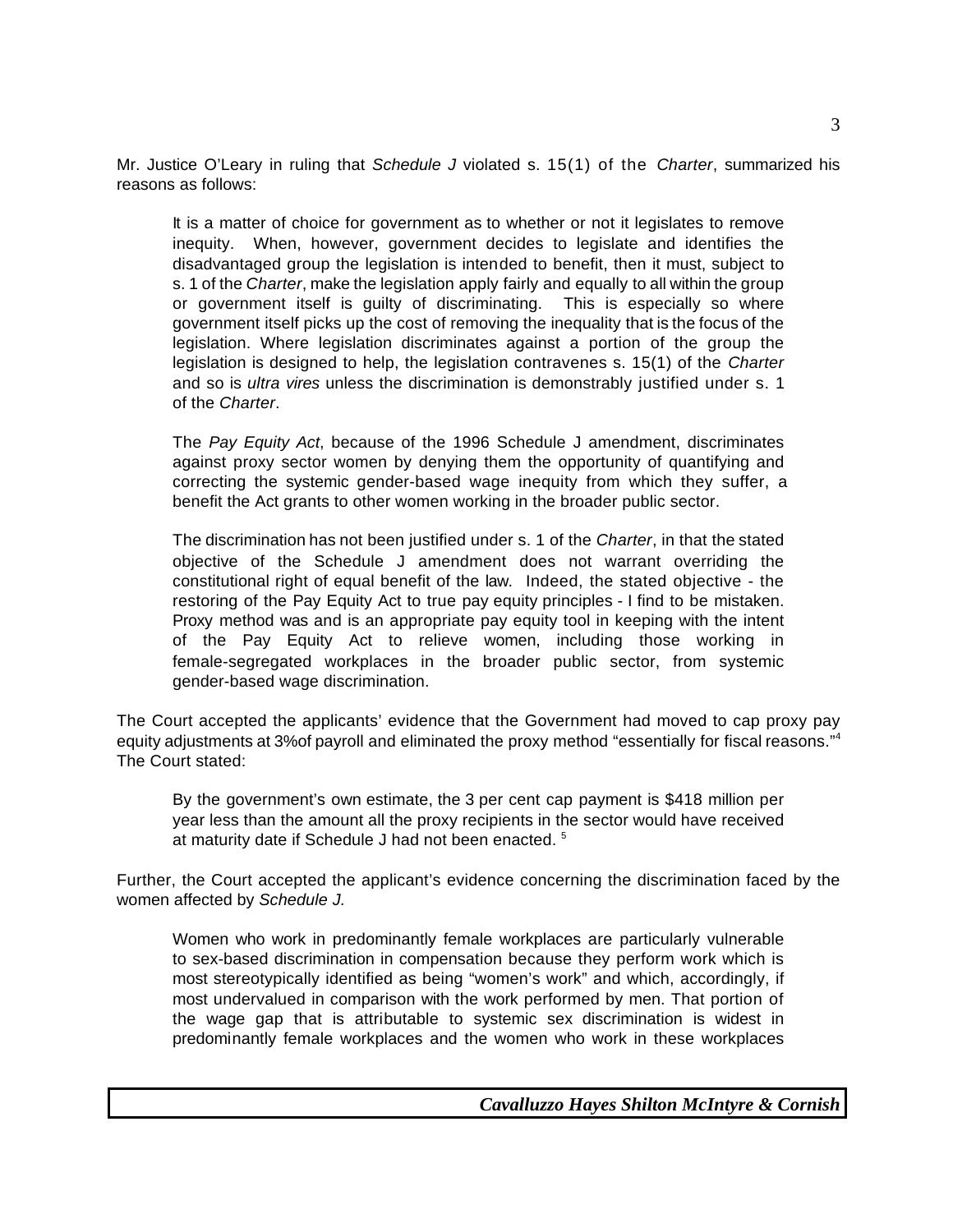Mr. Justice O'Leary in ruling that *Schedule J* violated s. 15(1) of the *Charter*, summarized his reasons as follows:

> It is a matter of choice for government as to whether or not it legislates to remove inequity. When, however, government decides to legislate and identifies the disadvantaged group the legislation is intended to benefit, then it must, subject to s. 1 of the *Charter*, make the legislation apply fairly and equally to all within the group or government itself is guilty of discriminating. This is especially so where government itself picks up the cost of removing the inequality that is the focus of the legislation. Where legislation discriminates against a portion of the group the legislation is designed to help, the legislation contravenes s. 15(1) of the *Charter* and so is *ultra vires* unless the discrimination is demonstrably justified under s. 1 of the *Charter*.
>
> The *Pay Equity Act*, because of the 1996 Schedule J amendment, discriminates against proxy sector women by denying them the opportunity of quantifying and correcting the systemic gender-based wage inequity from which they suffer, a benefit the Act grants to other women working in the broader public sector.
>
> The discrimination has not been justified under s. 1 of the *Charter*, in that the stated objective of the Schedule J amendment does not warrant overriding the constitutional right of equal benefit of the law. Indeed, the stated objective - the restoring of the Pay Equity Act to true pay equity principles - I find to be mistaken. Proxy method was and is an appropriate pay equity tool in keeping with the intent of the Pay Equity Act to relieve women, including those working in female-segregated workplaces in the broader public sector, from systemic gender-based wage discrimination.

The Court accepted the applicants' evidence that the Government had moved to cap proxy pay equity adjustments at 3%of payroll and eliminated the proxy method "essentially for fiscal reasons."[4] The Court stated:

> By the government's own estimate, the 3 per cent cap payment is $418 million per year less than the amount all the proxy recipients in the sector would have received at maturity date if Schedule J had not been enacted. [5]

Further, the Court accepted the applicant's evidence concerning the discrimination faced by the women affected by *Schedule J.*

> Women who work in predominantly female workplaces are particularly vulnerable to sex-based discrimination in compensation because they perform work which is most stereotypically identified as being "women's work" and which, accordingly, if most undervalued in comparison with the work performed by men. That portion of the wage gap that is attributable to systemic sex discrimination is widest in predominantly female workplaces and the women who work in these workplaces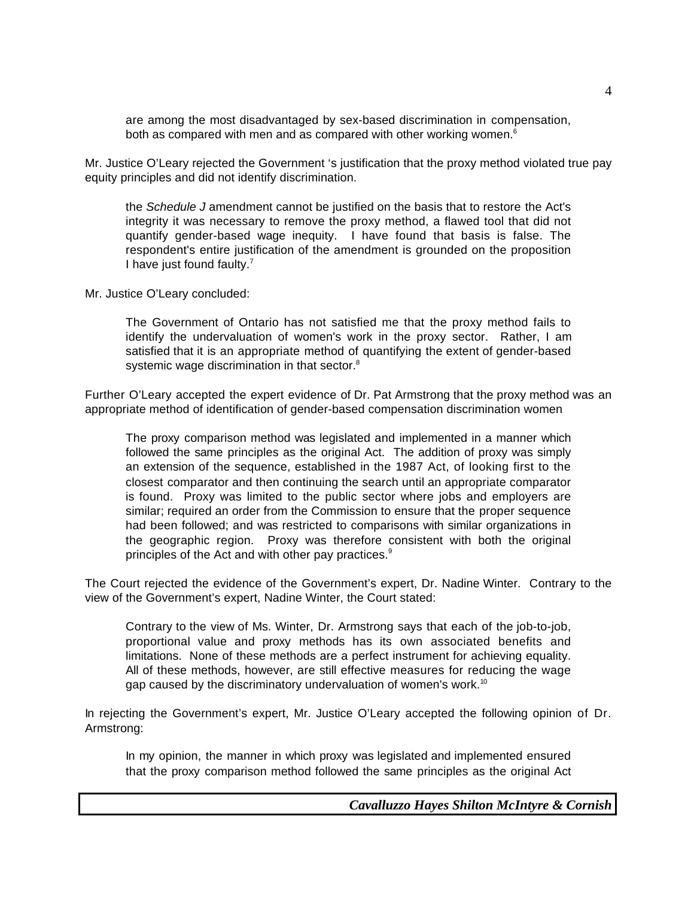are among the most disadvantaged by sex-based discrimination in compensation, both as compared with men and as compared with other working women.[6]

Mr. Justice O'Leary rejected the Government 's justification that the proxy method violated true pay equity principles and did not identify discrimination.

> the *Schedule J* amendment cannot be justified on the basis that to restore the Act's integrity it was necessary to remove the proxy method, a flawed tool that did not quantify gender-based wage inequity. I have found that basis is false. The respondent's entire justification of the amendment is grounded on the proposition I have just found faulty.[7]

Mr. Justice O'Leary concluded:

> The Government of Ontario has not satisfied me that the proxy method fails to identify the undervaluation of women's work in the proxy sector. Rather, I am satisfied that it is an appropriate method of quantifying the extent of gender-based systemic wage discrimination in that sector.[8]

Further O'Leary accepted the expert evidence of Dr. Pat Armstrong that the proxy method was an appropriate method of identification of gender-based compensation discrimination women

> The proxy comparison method was legislated and implemented in a manner which followed the same principles as the original Act. The addition of proxy was simply an extension of the sequence, established in the 1987 Act, of looking first to the closest comparator and then continuing the search until an appropriate comparator is found. Proxy was limited to the public sector where jobs and employers are similar; required an order from the Commission to ensure that the proper sequence had been followed; and was restricted to comparisons with similar organizations in the geographic region. Proxy was therefore consistent with both the original principles of the Act and with other pay practices.[9]

The Court rejected the evidence of the Government's expert, Dr. Nadine Winter. Contrary to the view of the Government's expert, Nadine Winter, the Court stated:

> Contrary to the view of Ms. Winter, Dr. Armstrong says that each of the job-to-job, proportional value and proxy methods has its own associated benefits and limitations. None of these methods are a perfect instrument for achieving equality. All of these methods, however, are still effective measures for reducing the wage gap caused by the discriminatory undervaluation of women's work.[10]

In rejecting the Government's expert, Mr. Justice O'Leary accepted the following opinion of Dr. Armstrong:

> In my opinion, the manner in which proxy was legislated and implemented ensured that the proxy comparison method followed the same principles as the original Act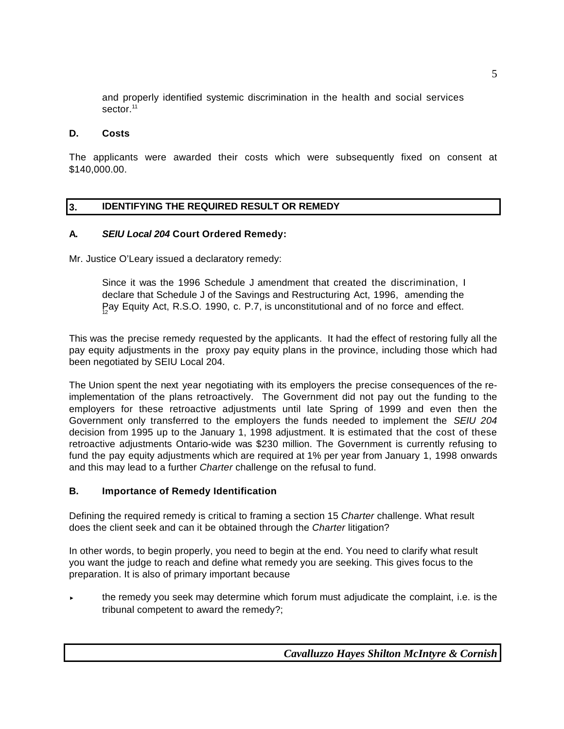and properly identified systemic discrimination in the health and social services sector.[11]

**D. Costs**

The applicants were awarded their costs which were subsequently fixed on consent at $140,000.00.

## 3. IDENTIFYING THE REQUIRED RESULT OR REMEDY

**A. *SEIU Local 204* Court Ordered Remedy:**

Mr. Justice O'Leary issued a declaratory remedy:

> Since it was the 1996 Schedule J amendment that created the discrimination, I declare that Schedule J of the Savings and Restructuring Act, 1996, amending the Pay Equity Act, R.S.O. 1990, c. P.7, is unconstitutional and of no force and effect.[12]

This was the precise remedy requested by the applicants. It had the effect of restoring fully all the pay equity adjustments in the proxy pay equity plans in the province, including those which had been negotiated by SEIU Local 204.

The Union spent the next year negotiating with its employers the precise consequences of the re-implementation of the plans retroactively. The Government did not pay out the funding to the employers for these retroactive adjustments until late Spring of 1999 and even then the Government only transferred to the employers the funds needed to implement the *SEIU 204* decision from 1995 up to the January 1, 1998 adjustment. It is estimated that the cost of these retroactive adjustments Ontario-wide was $230 million. The Government is currently refusing to fund the pay equity adjustments which are required at 1% per year from January 1, 1998 onwards and this may lead to a further *Charter* challenge on the refusal to fund.

**B. Importance of Remedy Identification**

Defining the required remedy is critical to framing a section 15 *Charter* challenge. What result does the client seek and can it be obtained through the *Charter* litigation?

In other words, to begin properly, you need to begin at the end. You need to clarify what result you want the judge to reach and define what remedy you are seeking. This gives focus to the preparation. It is also of primary important because

- the remedy you seek may determine which forum must adjudicate the complaint, i.e. is the tribunal competent to award the remedy?;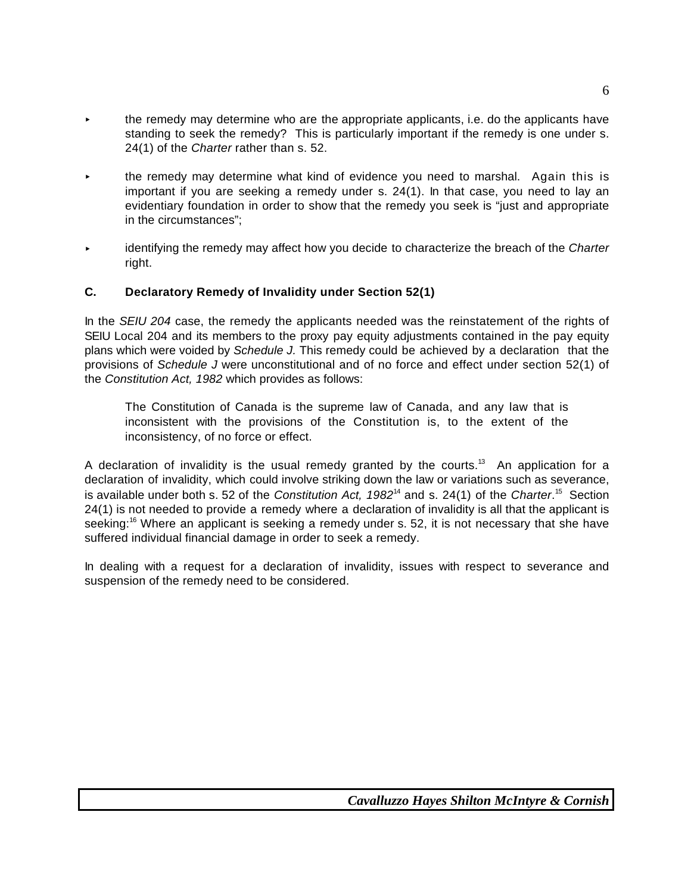- the remedy may determine who are the appropriate applicants, i.e. do the applicants have standing to seek the remedy? This is particularly important if the remedy is one under s. 24(1) of the *Charter* rather than s. 52.

- the remedy may determine what kind of evidence you need to marshal. Again this is important if you are seeking a remedy under s. 24(1). In that case, you need to lay an evidentiary foundation in order to show that the remedy you seek is "just and appropriate in the circumstances";

- identifying the remedy may affect how you decide to characterize the breach of the *Charter* right.

### C. Declaratory Remedy of Invalidity under Section 52(1)

In the *SEIU 204* case, the remedy the applicants needed was the reinstatement of the rights of SEIU Local 204 and its members to the proxy pay equity adjustments contained in the pay equity plans which were voided by *Schedule J.* This remedy could be achieved by a declaration that the provisions of *Schedule J* were unconstitutional and of no force and effect under section 52(1) of the *Constitution Act, 1982* which provides as follows:

> The Constitution of Canada is the supreme law of Canada, and any law that is inconsistent with the provisions of the Constitution is, to the extent of the inconsistency, of no force or effect.

A declaration of invalidity is the usual remedy granted by the courts.[13] An application for a declaration of invalidity, which could involve striking down the law or variations such as severance, is available under both s. 52 of the *Constitution Act, 1982*[14] and s. 24(1) of the *Charter*.[15] Section 24(1) is not needed to provide a remedy where a declaration of invalidity is all that the applicant is seeking:[16] Where an applicant is seeking a remedy under s. 52, it is not necessary that she have suffered individual financial damage in order to seek a remedy.

In dealing with a request for a declaration of invalidity, issues with respect to severance and suspension of the remedy need to be considered.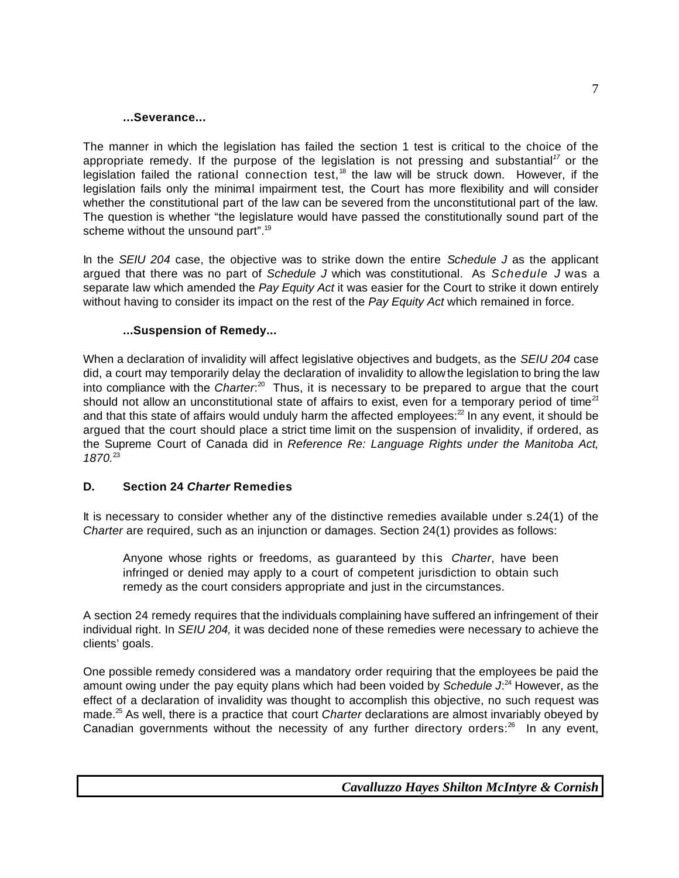**...Severance...**

The manner in which the legislation has failed the section 1 test is critical to the choice of the appropriate remedy. If the purpose of the legislation is not pressing and substantial[17] or the legislation failed the rational connection test,[18] the law will be struck down. However, if the legislation fails only the minimal impairment test, the Court has more flexibility and will consider whether the constitutional part of the law can be severed from the unconstitutional part of the law. The question is whether "the legislature would have passed the constitutionally sound part of the scheme without the unsound part".[19]

In the *SEIU 204* case, the objective was to strike down the entire *Schedule J* as the applicant argued that there was no part of *Schedule J* which was constitutional. As *Schedule J* was a separate law which amended the *Pay Equity Act* it was easier for the Court to strike it down entirely without having to consider its impact on the rest of the *Pay Equity Act* which remained in force.

**...Suspension of Remedy...**

When a declaration of invalidity will affect legislative objectives and budgets, as the *SEIU 204* case did, a court may temporarily delay the declaration of invalidity to allow the legislation to bring the law into compliance with the *Charter*:[20] Thus, it is necessary to be prepared to argue that the court should not allow an unconstitutional state of affairs to exist, even for a temporary period of time[21] and that this state of affairs would unduly harm the affected employees:[22] In any event, it should be argued that the court should place a strict time limit on the suspension of invalidity, if ordered, as the Supreme Court of Canada did in *Reference Re: Language Rights under the Manitoba Act, 1870.*[23]

## D. Section 24 *Charter* Remedies

It is necessary to consider whether any of the distinctive remedies available under s.24(1) of the *Charter* are required, such as an injunction or damages. Section 24(1) provides as follows:

> Anyone whose rights or freedoms, as guaranteed by this *Charter*, have been infringed or denied may apply to a court of competent jurisdiction to obtain such remedy as the court considers appropriate and just in the circumstances.

A section 24 remedy requires that the individuals complaining have suffered an infringement of their individual right. In *SEIU 204,* it was decided none of these remedies were necessary to achieve the clients' goals.

One possible remedy considered was a mandatory order requiring that the employees be paid the amount owing under the pay equity plans which had been voided by *Schedule J*:[24] However, as the effect of a declaration of invalidity was thought to accomplish this objective, no such request was made.[25] As well, there is a practice that court *Charter* declarations are almost invariably obeyed by Canadian governments without the necessity of any further directory orders:[26] In any event,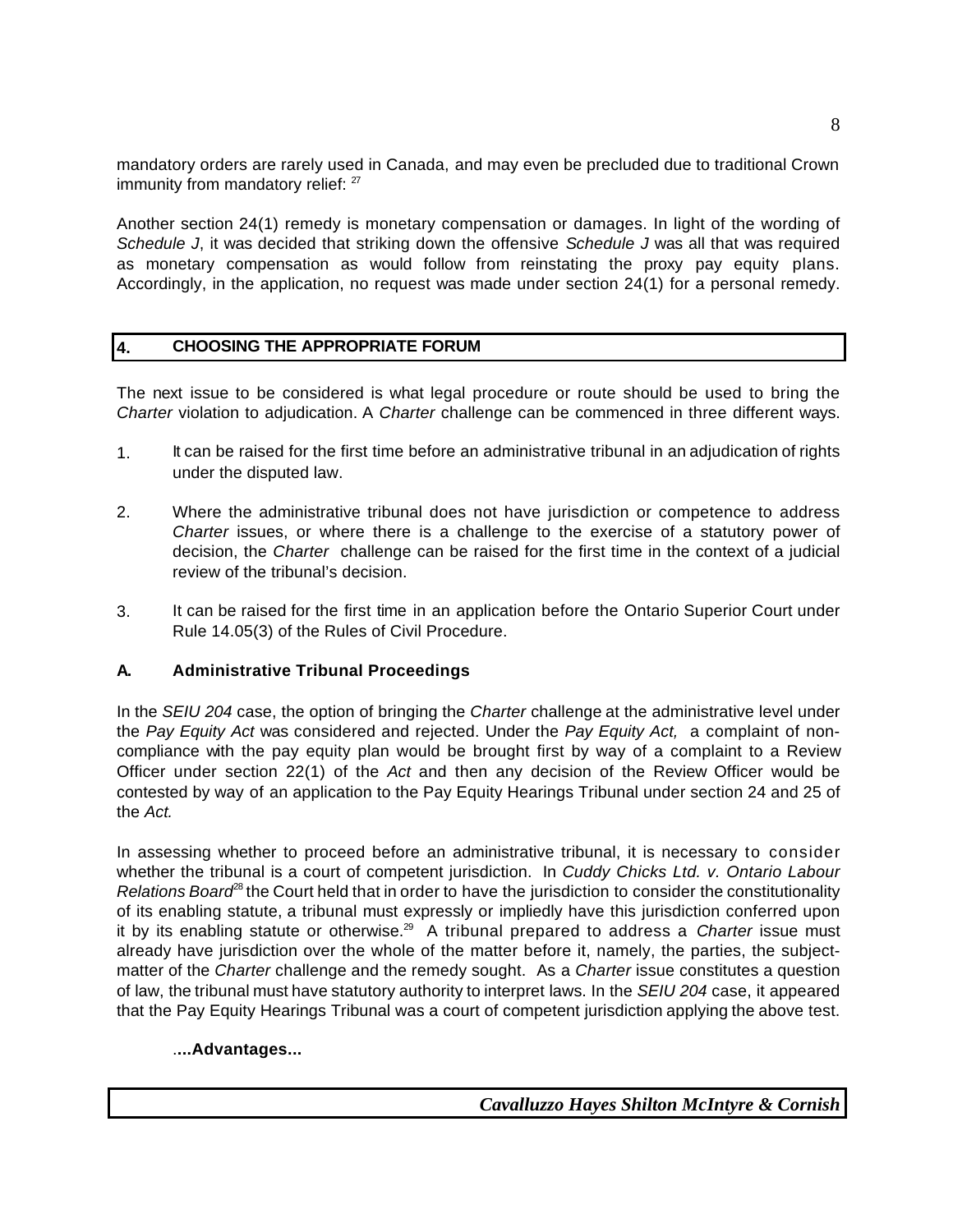mandatory orders are rarely used in Canada, and may even be precluded due to traditional Crown immunity from mandatory relief: [27]

Another section 24(1) remedy is monetary compensation or damages. In light of the wording of *Schedule J*, it was decided that striking down the offensive *Schedule J* was all that was required as monetary compensation as would follow from reinstating the proxy pay equity plans. Accordingly, in the application, no request was made under section 24(1) for a personal remedy.

## 4. CHOOSING THE APPROPRIATE FORUM

The next issue to be considered is what legal procedure or route should be used to bring the *Charter* violation to adjudication. A *Charter* challenge can be commenced in three different ways.

1. It can be raised for the first time before an administrative tribunal in an adjudication of rights under the disputed law.
2. Where the administrative tribunal does not have jurisdiction or competence to address *Charter* issues, or where there is a challenge to the exercise of a statutory power of decision, the *Charter* challenge can be raised for the first time in the context of a judicial review of the tribunal's decision.
3. It can be raised for the first time in an application before the Ontario Superior Court under Rule 14.05(3) of the Rules of Civil Procedure.

### A. Administrative Tribunal Proceedings

In the *SEIU 204* case, the option of bringing the *Charter* challenge at the administrative level under the *Pay Equity Act* was considered and rejected. Under the *Pay Equity Act,* a complaint of non-compliance with the pay equity plan would be brought first by way of a complaint to a Review Officer under section 22(1) of the *Act* and then any decision of the Review Officer would be contested by way of an application to the Pay Equity Hearings Tribunal under section 24 and 25 of the *Act.*

In assessing whether to proceed before an administrative tribunal, it is necessary to consider whether the tribunal is a court of competent jurisdiction. In *Cuddy Chicks Ltd. v. Ontario Labour Relations Board*[28] the Court held that in order to have the jurisdiction to consider the constitutionality of its enabling statute, a tribunal must expressly or impliedly have this jurisdiction conferred upon it by its enabling statute or otherwise.[29] A tribunal prepared to address a *Charter* issue must already have jurisdiction over the whole of the matter before it, namely, the parties, the subject-matter of the *Charter* challenge and the remedy sought. As a *Charter* issue constitutes a question of law, the tribunal must have statutory authority to interpret laws. In the *SEIU 204* case, it appeared that the Pay Equity Hearings Tribunal was a court of competent jurisdiction applying the above test.

**....Advantages...**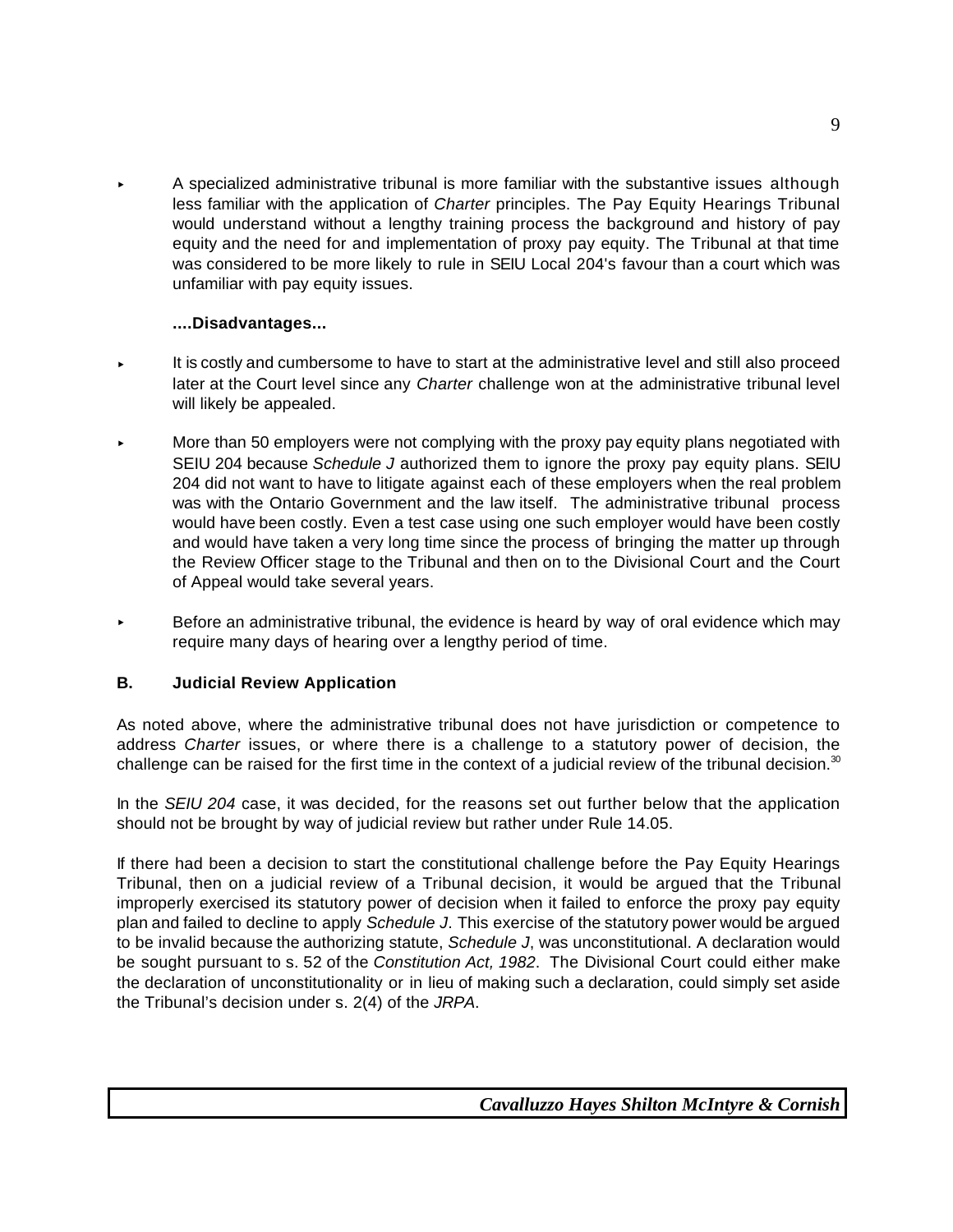- A specialized administrative tribunal is more familiar with the substantive issues although less familiar with the application of *Charter* principles. The Pay Equity Hearings Tribunal would understand without a lengthy training process the background and history of pay equity and the need for and implementation of proxy pay equity. The Tribunal at that time was considered to be more likely to rule in SEIU Local 204's favour than a court which was unfamiliar with pay equity issues.

**....Disadvantages...**

- It is costly and cumbersome to have to start at the administrative level and still also proceed later at the Court level since any *Charter* challenge won at the administrative tribunal level will likely be appealed.

- More than 50 employers were not complying with the proxy pay equity plans negotiated with SEIU 204 because *Schedule J* authorized them to ignore the proxy pay equity plans. SEIU 204 did not want to have to litigate against each of these employers when the real problem was with the Ontario Government and the law itself. The administrative tribunal process would have been costly. Even a test case using one such employer would have been costly and would have taken a very long time since the process of bringing the matter up through the Review Officer stage to the Tribunal and then on to the Divisional Court and the Court of Appeal would take several years.

- Before an administrative tribunal, the evidence is heard by way of oral evidence which may require many days of hearing over a lengthy period of time.

### B. Judicial Review Application

As noted above, where the administrative tribunal does not have jurisdiction or competence to address *Charter* issues, or where there is a challenge to a statutory power of decision, the challenge can be raised for the first time in the context of a judicial review of the tribunal decision.[30]

In the *SEIU 204* case, it was decided, for the reasons set out further below that the application should not be brought by way of judicial review but rather under Rule 14.05.

If there had been a decision to start the constitutional challenge before the Pay Equity Hearings Tribunal, then on a judicial review of a Tribunal decision, it would be argued that the Tribunal improperly exercised its statutory power of decision when it failed to enforce the proxy pay equity plan and failed to decline to apply *Schedule J*. This exercise of the statutory power would be argued to be invalid because the authorizing statute, *Schedule J*, was unconstitutional. A declaration would be sought pursuant to s. 52 of the *Constitution Act, 1982*. The Divisional Court could either make the declaration of unconstitutionality or in lieu of making such a declaration, could simply set aside the Tribunal's decision under s. 2(4) of the *JRPA*.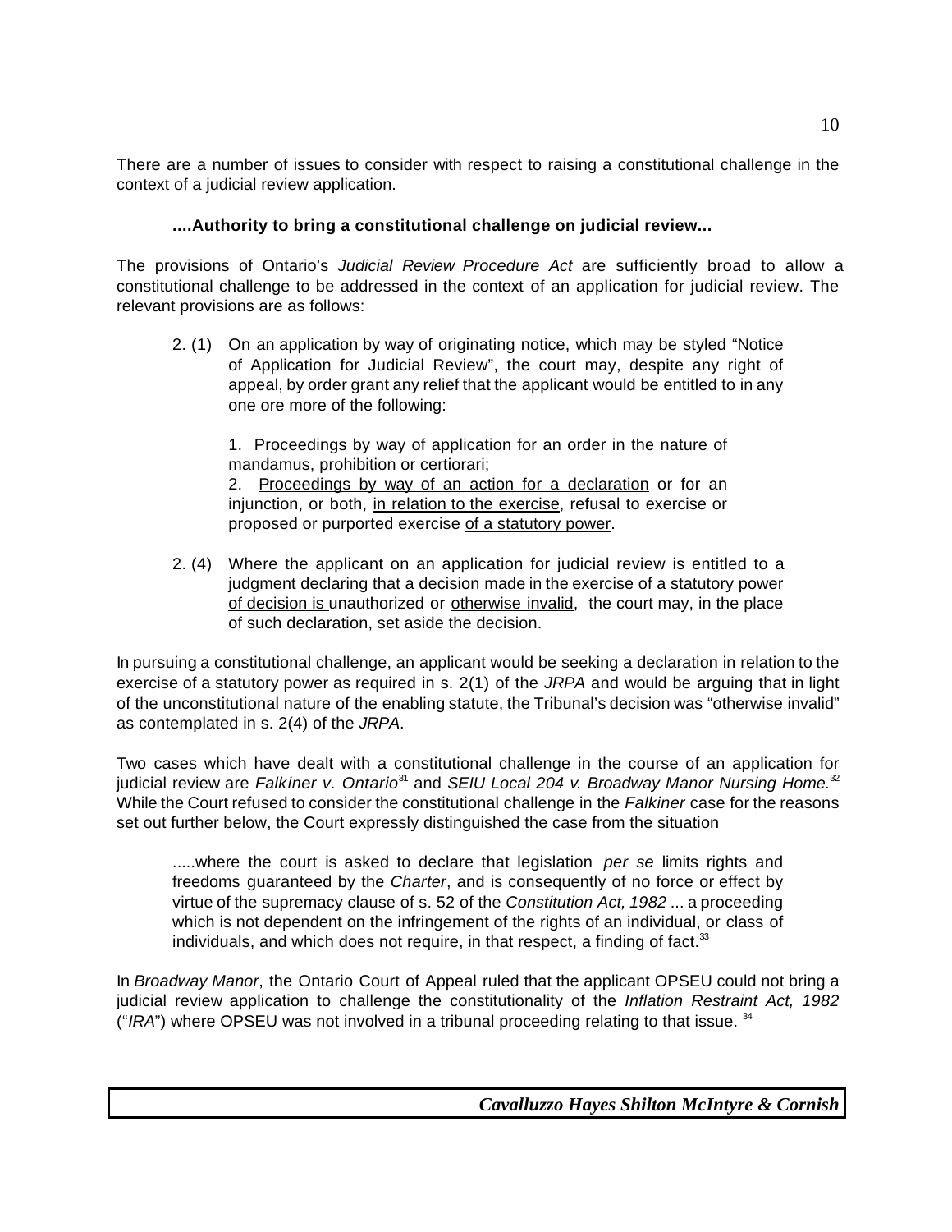There are a number of issues to consider with respect to raising a constitutional challenge in the context of a judicial review application.

**....Authority to bring a constitutional challenge on judicial review...**

The provisions of Ontario's *Judicial Review Procedure Act* are sufficiently broad to allow a constitutional challenge to be addressed in the context of an application for judicial review. The relevant provisions are as follows:

> 2. (1) On an application by way of originating notice, which may be styled "Notice of Application for Judicial Review", the court may, despite any right of appeal, by order grant any relief that the applicant would be entitled to in any one ore more of the following:
>
> 1. Proceedings by way of application for an order in the nature of mandamus, prohibition or certiorari;
> 2. <u>Proceedings by way of an action for a declaration</u> or for an injunction, or both, <u>in relation to the exercise</u>, refusal to exercise or proposed or purported exercise <u>of a statutory power</u>.
>
> 2. (4) Where the applicant on an application for judicial review is entitled to a judgment <u>declaring that a decision made in the exercise of a statutory power of decision is</u> unauthorized or <u>otherwise invalid</u>, the court may, in the place of such declaration, set aside the decision.

In pursuing a constitutional challenge, an applicant would be seeking a declaration in relation to the exercise of a statutory power as required in s. 2(1) of the *JRPA* and would be arguing that in light of the unconstitutional nature of the enabling statute, the Tribunal's decision was "otherwise invalid" as contemplated in s. 2(4) of the *JRPA*.

Two cases which have dealt with a constitutional challenge in the course of an application for judicial review are *Falkiner v. Ontario*[31] and *SEIU Local 204 v. Broadway Manor Nursing Home.*[32] While the Court refused to consider the constitutional challenge in the *Falkiner* case for the reasons set out further below, the Court expressly distinguished the case from the situation

> .....where the court is asked to declare that legislation *per se* limits rights and freedoms guaranteed by the *Charter*, and is consequently of no force or effect by virtue of the supremacy clause of s. 52 of the *Constitution Act, 1982* ... a proceeding which is not dependent on the infringement of the rights of an individual, or class of individuals, and which does not require, in that respect, a finding of fact.[33]

In *Broadway Manor*, the Ontario Court of Appeal ruled that the applicant OPSEU could not bring a judicial review application to challenge the constitutionality of the *Inflation Restraint Act, 1982* ("*IRA*") where OPSEU was not involved in a tribunal proceeding relating to that issue. [34]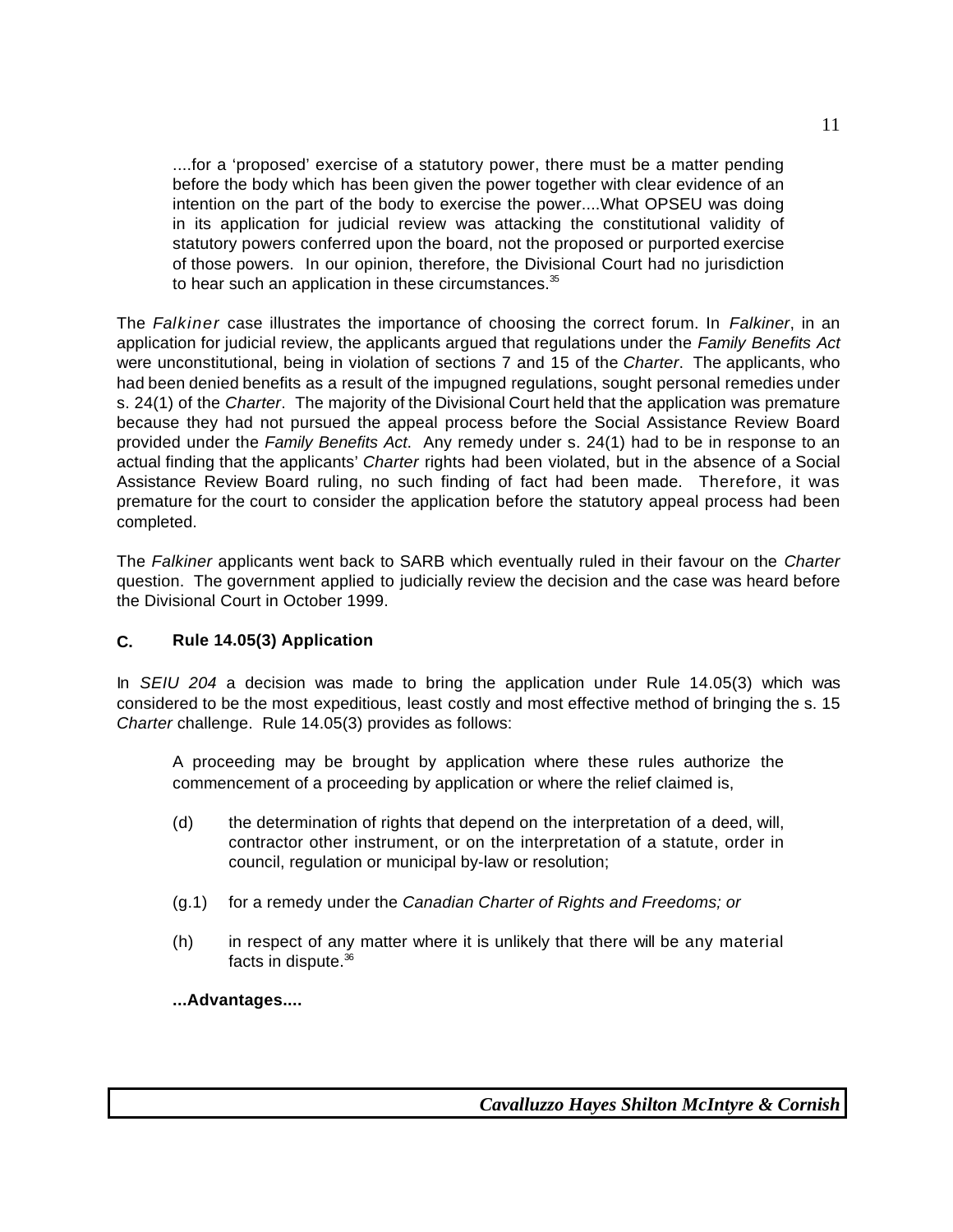> ....for a 'proposed' exercise of a statutory power, there must be a matter pending before the body which has been given the power together with clear evidence of an intention on the part of the body to exercise the power....What OPSEU was doing in its application for judicial review was attacking the constitutional validity of statutory powers conferred upon the board, not the proposed or purported exercise of those powers. In our opinion, therefore, the Divisional Court had no jurisdiction to hear such an application in these circumstances.[35]

The *Falkiner* case illustrates the importance of choosing the correct forum. In *Falkiner*, in an application for judicial review, the applicants argued that regulations under the *Family Benefits Act* were unconstitutional, being in violation of sections 7 and 15 of the *Charter*. The applicants, who had been denied benefits as a result of the impugned regulations, sought personal remedies under s. 24(1) of the *Charter*. The majority of the Divisional Court held that the application was premature because they had not pursued the appeal process before the Social Assistance Review Board provided under the *Family Benefits Act*. Any remedy under s. 24(1) had to be in response to an actual finding that the applicants' *Charter* rights had been violated, but in the absence of a Social Assistance Review Board ruling, no such finding of fact had been made. Therefore, it was premature for the court to consider the application before the statutory appeal process had been completed.

The *Falkiner* applicants went back to SARB which eventually ruled in their favour on the *Charter* question. The government applied to judicially review the decision and the case was heard before the Divisional Court in October 1999.

### C. Rule 14.05(3) Application

In *SEIU 204* a decision was made to bring the application under Rule 14.05(3) which was considered to be the most expeditious, least costly and most effective method of bringing the s. 15 *Charter* challenge. Rule 14.05(3) provides as follows:

> A proceeding may be brought by application where these rules authorize the commencement of a proceeding by application or where the relief claimed is,
>
> (d) the determination of rights that depend on the interpretation of a deed, will, contractor other instrument, or on the interpretation of a statute, order in council, regulation or municipal by-law or resolution;
>
> (g.1) for a remedy under the *Canadian Charter of Rights and Freedoms; or*
>
> (h) in respect of any matter where it is unlikely that there will be any material facts in dispute.[36]

**...Advantages....**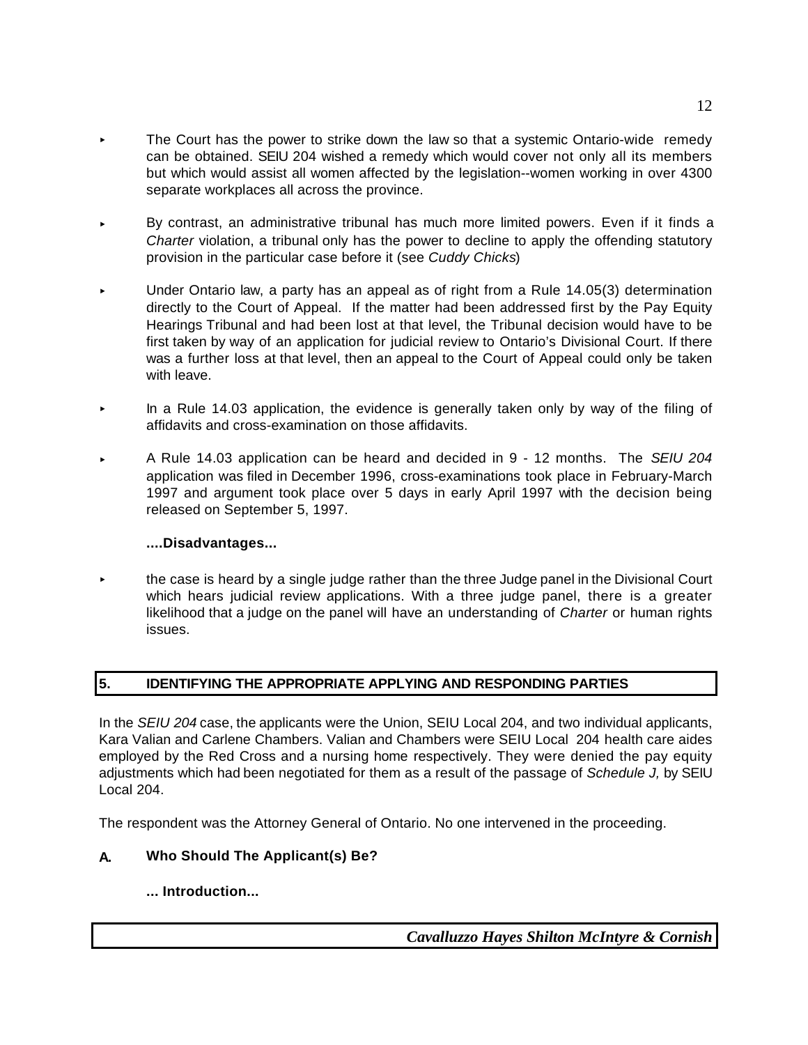- The Court has the power to strike down the law so that a systemic Ontario-wide remedy can be obtained. SEIU 204 wished a remedy which would cover not only all its members but which would assist all women affected by the legislation--women working in over 4300 separate workplaces all across the province.

- By contrast, an administrative tribunal has much more limited powers. Even if it finds a *Charter* violation, a tribunal only has the power to decline to apply the offending statutory provision in the particular case before it (see *Cuddy Chicks*)

- Under Ontario law, a party has an appeal as of right from a Rule 14.05(3) determination directly to the Court of Appeal. If the matter had been addressed first by the Pay Equity Hearings Tribunal and had been lost at that level, the Tribunal decision would have to be first taken by way of an application for judicial review to Ontario's Divisional Court. If there was a further loss at that level, then an appeal to the Court of Appeal could only be taken with leave.

- In a Rule 14.03 application, the evidence is generally taken only by way of the filing of affidavits and cross-examination on those affidavits.

- A Rule 14.03 application can be heard and decided in 9 - 12 months. The *SEIU 204* application was filed in December 1996, cross-examinations took place in February-March 1997 and argument took place over 5 days in early April 1997 with the decision being released on September 5, 1997.

**....Disadvantages...**

- the case is heard by a single judge rather than the three Judge panel in the Divisional Court which hears judicial review applications. With a three judge panel, there is a greater likelihood that a judge on the panel will have an understanding of *Charter* or human rights issues.

## 5. IDENTIFYING THE APPROPRIATE APPLYING AND RESPONDING PARTIES

In the *SEIU 204* case, the applicants were the Union, SEIU Local 204, and two individual applicants, Kara Valian and Carlene Chambers. Valian and Chambers were SEIU Local 204 health care aides employed by the Red Cross and a nursing home respectively. They were denied the pay equity adjustments which had been negotiated for them as a result of the passage of *Schedule J,* by SEIU Local 204.

The respondent was the Attorney General of Ontario. No one intervened in the proceeding.

### A. Who Should The Applicant(s) Be?

**... Introduction...**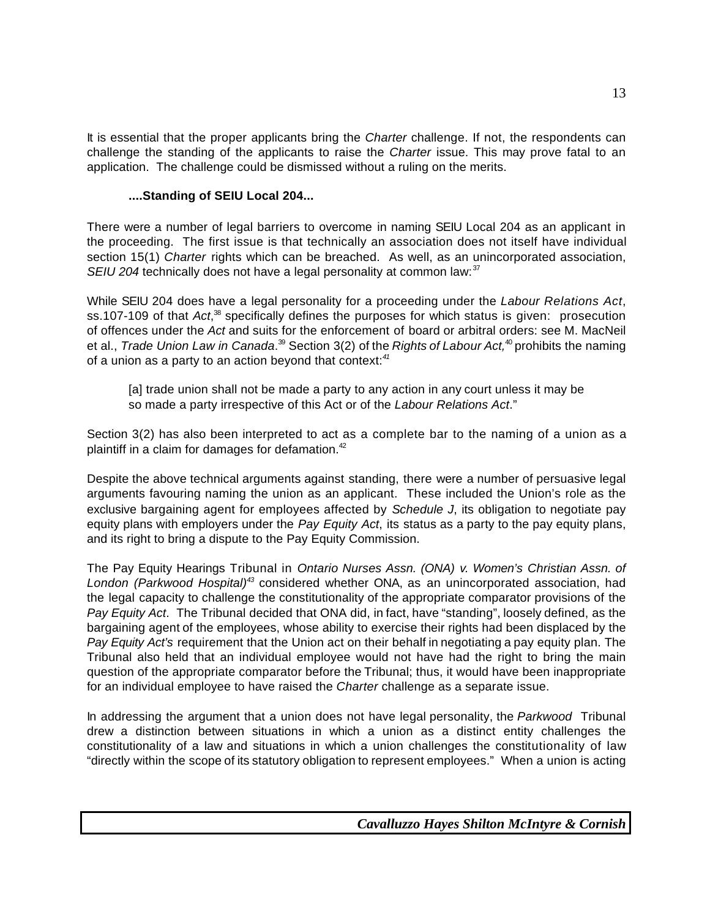It is essential that the proper applicants bring the *Charter* challenge. If not, the respondents can challenge the standing of the applicants to raise the *Charter* issue. This may prove fatal to an application. The challenge could be dismissed without a ruling on the merits.

**....Standing of SEIU Local 204...**

There were a number of legal barriers to overcome in naming SEIU Local 204 as an applicant in the proceeding. The first issue is that technically an association does not itself have individual section 15(1) *Charter* rights which can be breached. As well, as an unincorporated association, *SEIU 204* technically does not have a legal personality at common law:[37]

While SEIU 204 does have a legal personality for a proceeding under the *Labour Relations Act*, ss.107-109 of that *Act*,[38] specifically defines the purposes for which status is given: prosecution of offences under the *Act* and suits for the enforcement of board or arbitral orders: see M. MacNeil et al., *Trade Union Law in Canada*.[39] Section 3(2) of the *Rights of Labour Act,*[40] prohibits the naming of a union as a party to an action beyond that context:[41]

> [a] trade union shall not be made a party to any action in any court unless it may be so made a party irrespective of this Act or of the *Labour Relations Act*."

Section 3(2) has also been interpreted to act as a complete bar to the naming of a union as a plaintiff in a claim for damages for defamation.[42]

Despite the above technical arguments against standing, there were a number of persuasive legal arguments favouring naming the union as an applicant. These included the Union's role as the exclusive bargaining agent for employees affected by *Schedule J*, its obligation to negotiate pay equity plans with employers under the *Pay Equity Act*, its status as a party to the pay equity plans, and its right to bring a dispute to the Pay Equity Commission.

The Pay Equity Hearings Tribunal in *Ontario Nurses Assn. (ONA) v. Women's Christian Assn. of London (Parkwood Hospital)*[43] considered whether ONA, as an unincorporated association, had the legal capacity to challenge the constitutionality of the appropriate comparator provisions of the *Pay Equity Act*. The Tribunal decided that ONA did, in fact, have "standing", loosely defined, as the bargaining agent of the employees, whose ability to exercise their rights had been displaced by the *Pay Equity Act's* requirement that the Union act on their behalf in negotiating a pay equity plan. The Tribunal also held that an individual employee would not have had the right to bring the main question of the appropriate comparator before the Tribunal; thus, it would have been inappropriate for an individual employee to have raised the *Charter* challenge as a separate issue.

In addressing the argument that a union does not have legal personality, the *Parkwood* Tribunal drew a distinction between situations in which a union as a distinct entity challenges the constitutionality of a law and situations in which a union challenges the constitutionality of law "directly within the scope of its statutory obligation to represent employees." When a union is acting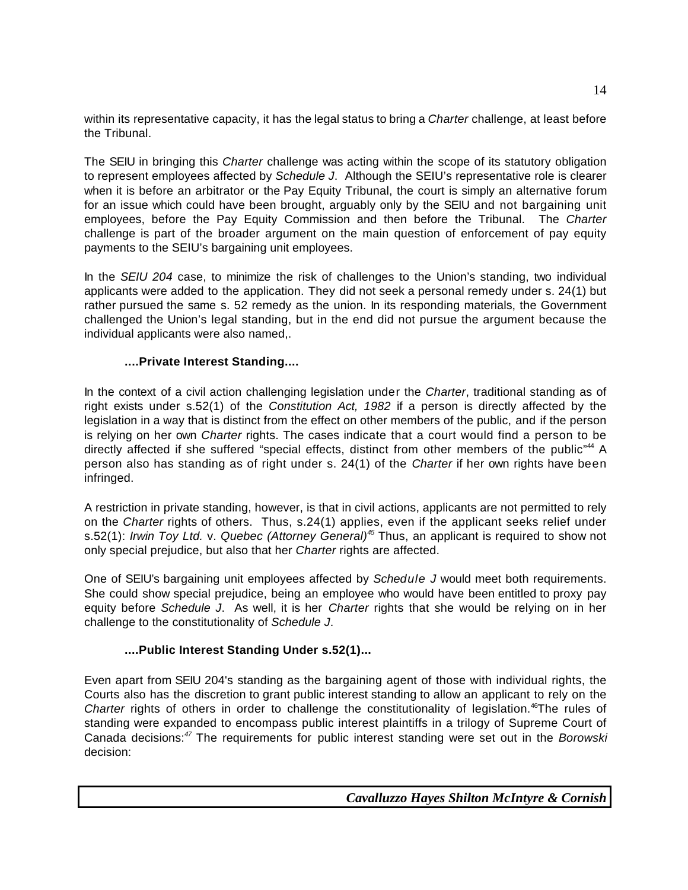within its representative capacity, it has the legal status to bring a *Charter* challenge, at least before the Tribunal.

The SEIU in bringing this *Charter* challenge was acting within the scope of its statutory obligation to represent employees affected by *Schedule J*. Although the SEIU's representative role is clearer when it is before an arbitrator or the Pay Equity Tribunal, the court is simply an alternative forum for an issue which could have been brought, arguably only by the SEIU and not bargaining unit employees, before the Pay Equity Commission and then before the Tribunal. The *Charter* challenge is part of the broader argument on the main question of enforcement of pay equity payments to the SEIU's bargaining unit employees.

In the *SEIU 204* case, to minimize the risk of challenges to the Union's standing, two individual applicants were added to the application. They did not seek a personal remedy under s. 24(1) but rather pursued the same s. 52 remedy as the union. In its responding materials, the Government challenged the Union's legal standing, but in the end did not pursue the argument because the individual applicants were also named,.

**....Private Interest Standing....**

In the context of a civil action challenging legislation under the *Charter*, traditional standing as of right exists under s.52(1) of the *Constitution Act, 1982* if a person is directly affected by the legislation in a way that is distinct from the effect on other members of the public, and if the person is relying on her own *Charter* rights. The cases indicate that a court would find a person to be directly affected if she suffered "special effects, distinct from other members of the public"[44] A person also has standing as of right under s. 24(1) of the *Charter* if her own rights have been infringed.

A restriction in private standing, however, is that in civil actions, applicants are not permitted to rely on the *Charter* rights of others. Thus, s.24(1) applies, even if the applicant seeks relief under s.52(1): *Irwin Toy Ltd.* v. *Quebec (Attorney General)*[45] Thus, an applicant is required to show not only special prejudice, but also that her *Charter* rights are affected.

One of SEIU's bargaining unit employees affected by *Schedule J* would meet both requirements. She could show special prejudice, being an employee who would have been entitled to proxy pay equity before *Schedule J*. As well, it is her *Charter* rights that she would be relying on in her challenge to the constitutionality of *Schedule J*.

**....Public Interest Standing Under s.52(1)...**

Even apart from SEIU 204's standing as the bargaining agent of those with individual rights, the Courts also has the discretion to grant public interest standing to allow an applicant to rely on the *Charter* rights of others in order to challenge the constitutionality of legislation.[46]The rules of standing were expanded to encompass public interest plaintiffs in a trilogy of Supreme Court of Canada decisions:[47] The requirements for public interest standing were set out in the *Borowski* decision: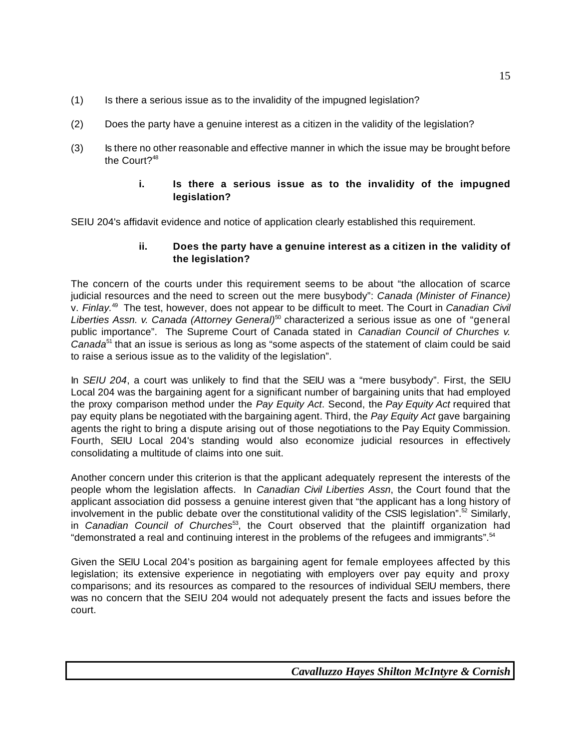(1) Is there a serious issue as to the invalidity of the impugned legislation?

(2) Does the party have a genuine interest as a citizen in the validity of the legislation?

(3) Is there no other reasonable and effective manner in which the issue may be brought before the Court?[48]

#### i. Is there a serious issue as to the invalidity of the impugned legislation?

SEIU 204's affidavit evidence and notice of application clearly established this requirement.

#### ii. Does the party have a genuine interest as a citizen in the validity of the legislation?

The concern of the courts under this requirement seems to be about "the allocation of scarce judicial resources and the need to screen out the mere busybody": *Canada (Minister of Finance)* v. *Finlay.*[49] The test, however, does not appear to be difficult to meet. The Court in *Canadian Civil Liberties Assn. v. Canada (Attorney General)*[50] characterized a serious issue as one of "general public importance". The Supreme Court of Canada stated in *Canadian Council of Churches v. Canada*[51] that an issue is serious as long as "some aspects of the statement of claim could be said to raise a serious issue as to the validity of the legislation".

In *SEIU 204*, a court was unlikely to find that the SEIU was a "mere busybody". First, the SEIU Local 204 was the bargaining agent for a significant number of bargaining units that had employed the proxy comparison method under the *Pay Equity Act*. Second, the *Pay Equity Act* required that pay equity plans be negotiated with the bargaining agent. Third, the *Pay Equity Act* gave bargaining agents the right to bring a dispute arising out of those negotiations to the Pay Equity Commission. Fourth, SEIU Local 204's standing would also economize judicial resources in effectively consolidating a multitude of claims into one suit.

Another concern under this criterion is that the applicant adequately represent the interests of the people whom the legislation affects. In *Canadian Civil Liberties Assn*, the Court found that the applicant association did possess a genuine interest given that "the applicant has a long history of involvement in the public debate over the constitutional validity of the CSIS legislation".[52] Similarly, in *Canadian Council of Churches*[53], the Court observed that the plaintiff organization had "demonstrated a real and continuing interest in the problems of the refugees and immigrants".[54]

Given the SEIU Local 204's position as bargaining agent for female employees affected by this legislation; its extensive experience in negotiating with employers over pay equity and proxy comparisons; and its resources as compared to the resources of individual SEIU members, there was no concern that the SEIU 204 would not adequately present the facts and issues before the court.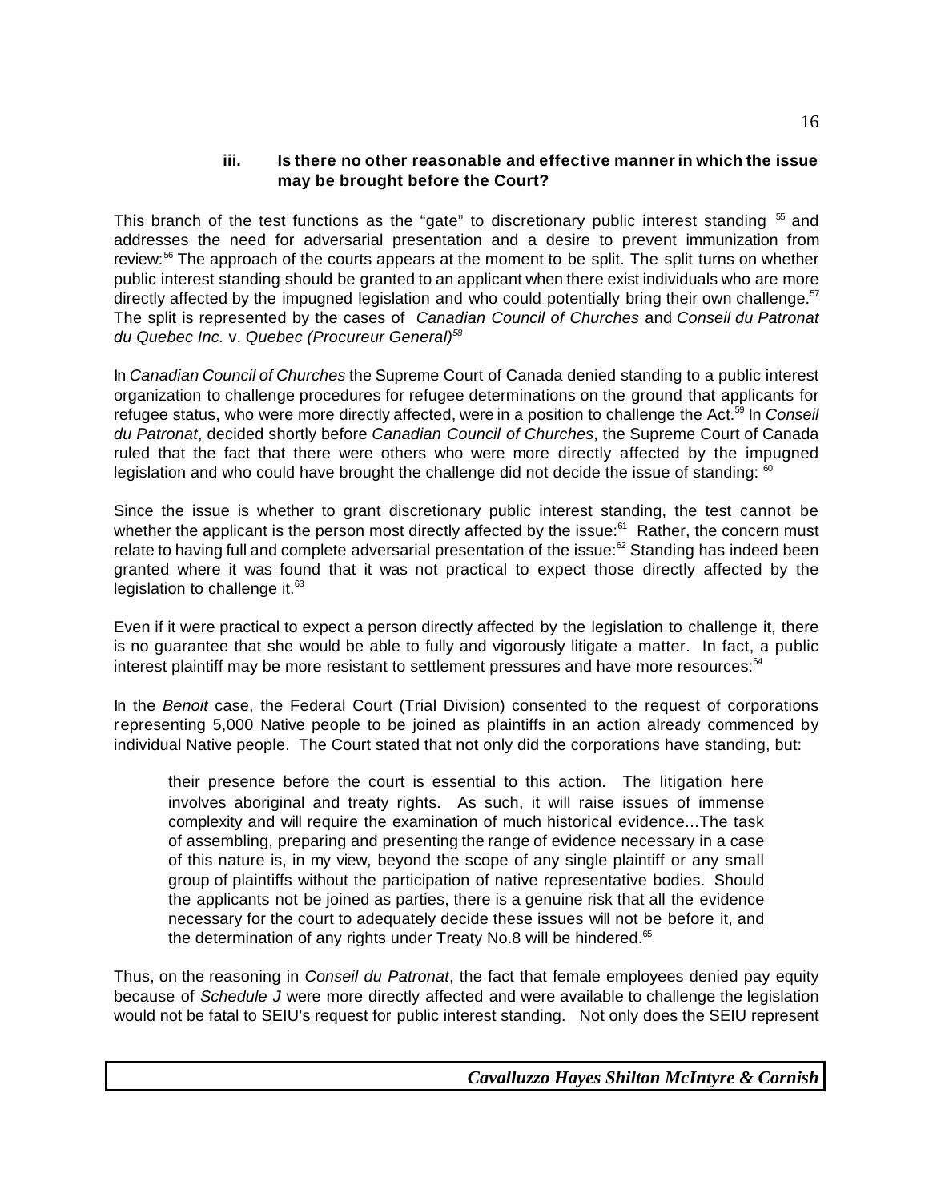### iii. Is there no other reasonable and effective manner in which the issue may be brought before the Court?

This branch of the test functions as the "gate" to discretionary public interest standing [55] and addresses the need for adversarial presentation and a desire to prevent immunization from review:[56] The approach of the courts appears at the moment to be split. The split turns on whether public interest standing should be granted to an applicant when there exist individuals who are more directly affected by the impugned legislation and who could potentially bring their own challenge.[57] The split is represented by the cases of *Canadian Council of Churches* and *Conseil du Patronat du Quebec Inc.* v. *Quebec (Procureur General)*[58]

In *Canadian Council of Churches* the Supreme Court of Canada denied standing to a public interest organization to challenge procedures for refugee determinations on the ground that applicants for refugee status, who were more directly affected, were in a position to challenge the Act.[59] In *Conseil du Patronat*, decided shortly before *Canadian Council of Churches*, the Supreme Court of Canada ruled that the fact that there were others who were more directly affected by the impugned legislation and who could have brought the challenge did not decide the issue of standing: [60]

Since the issue is whether to grant discretionary public interest standing, the test cannot be whether the applicant is the person most directly affected by the issue:[61] Rather, the concern must relate to having full and complete adversarial presentation of the issue:[62] Standing has indeed been granted where it was found that it was not practical to expect those directly affected by the legislation to challenge it.[63]

Even if it were practical to expect a person directly affected by the legislation to challenge it, there is no guarantee that she would be able to fully and vigorously litigate a matter. In fact, a public interest plaintiff may be more resistant to settlement pressures and have more resources:[64]

In the *Benoit* case, the Federal Court (Trial Division) consented to the request of corporations representing 5,000 Native people to be joined as plaintiffs in an action already commenced by individual Native people. The Court stated that not only did the corporations have standing, but:

> their presence before the court is essential to this action. The litigation here involves aboriginal and treaty rights. As such, it will raise issues of immense complexity and will require the examination of much historical evidence...The task of assembling, preparing and presenting the range of evidence necessary in a case of this nature is, in my view, beyond the scope of any single plaintiff or any small group of plaintiffs without the participation of native representative bodies. Should the applicants not be joined as parties, there is a genuine risk that all the evidence necessary for the court to adequately decide these issues will not be before it, and the determination of any rights under Treaty No.8 will be hindered.[65]

Thus, on the reasoning in *Conseil du Patronat*, the fact that female employees denied pay equity because of *Schedule J* were more directly affected and were available to challenge the legislation would not be fatal to SEIU's request for public interest standing. Not only does the SEIU represent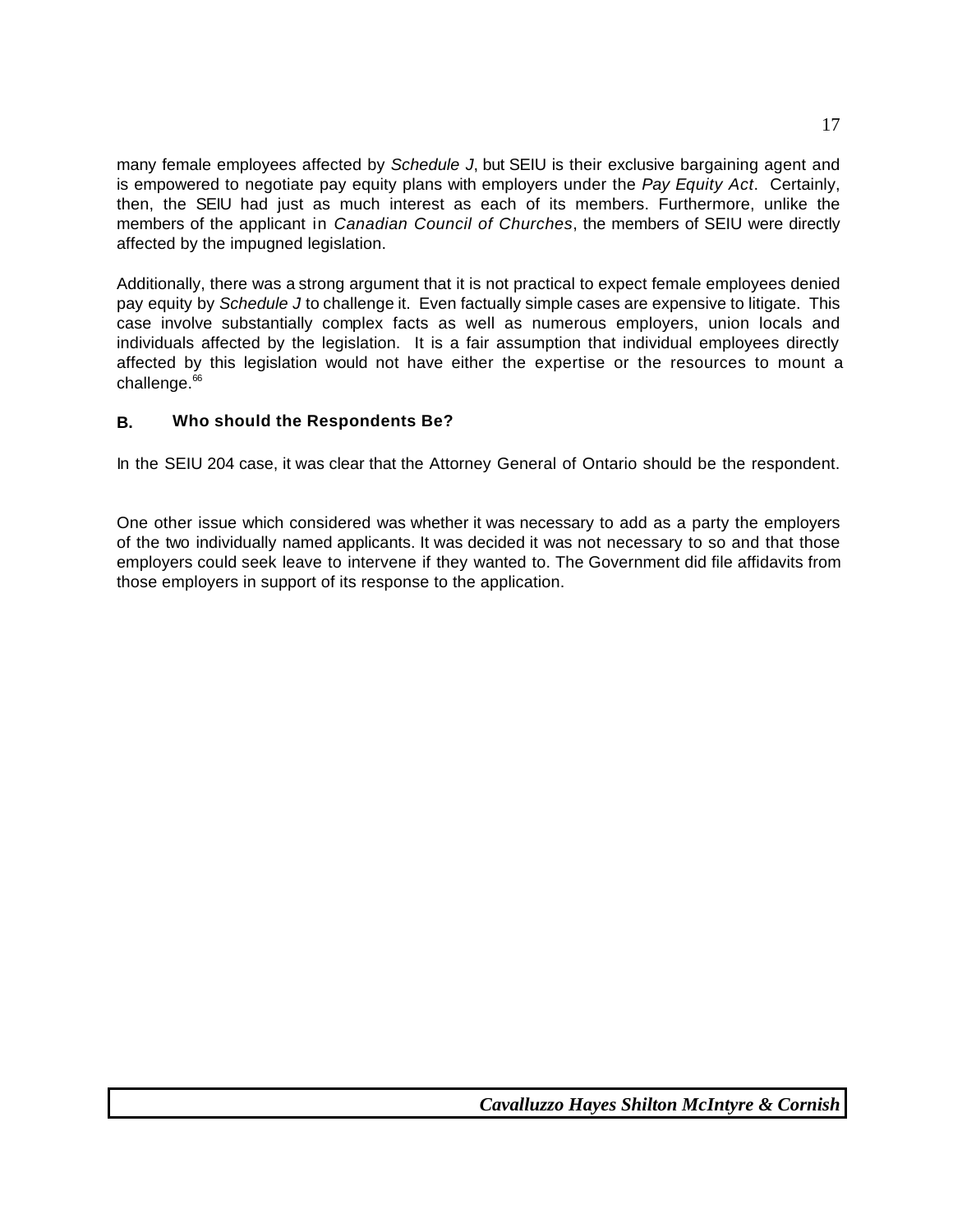many female employees affected by *Schedule J*, but SEIU is their exclusive bargaining agent and is empowered to negotiate pay equity plans with employers under the *Pay Equity Act*. Certainly, then, the SEIU had just as much interest as each of its members. Furthermore, unlike the members of the applicant in *Canadian Council of Churches*, the members of SEIU were directly affected by the impugned legislation.

Additionally, there was a strong argument that it is not practical to expect female employees denied pay equity by *Schedule J* to challenge it. Even factually simple cases are expensive to litigate. This case involve substantially complex facts as well as numerous employers, union locals and individuals affected by the legislation. It is a fair assumption that individual employees directly affected by this legislation would not have either the expertise or the resources to mount a challenge.[66]

### B. Who should the Respondents Be?

In the SEIU 204 case, it was clear that the Attorney General of Ontario should be the respondent.

One other issue which considered was whether it was necessary to add as a party the employers of the two individually named applicants. It was decided it was not necessary to so and that those employers could seek leave to intervene if they wanted to. The Government did file affidavits from those employers in support of its response to the application.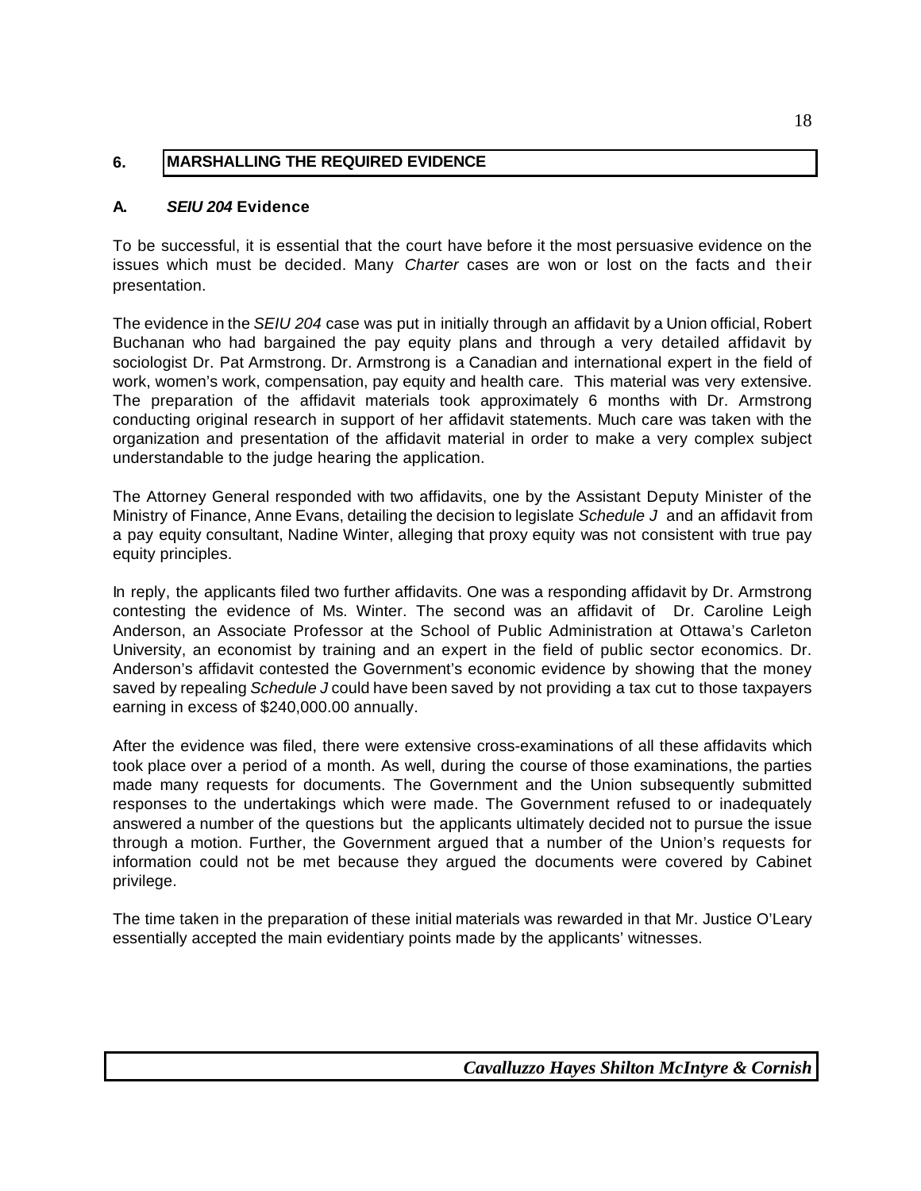## 6. MARSHALLING THE REQUIRED EVIDENCE

### A. *SEIU 204* Evidence

To be successful, it is essential that the court have before it the most persuasive evidence on the issues which must be decided. Many *Charter* cases are won or lost on the facts and their presentation.

The evidence in the *SEIU 204* case was put in initially through an affidavit by a Union official, Robert Buchanan who had bargained the pay equity plans and through a very detailed affidavit by sociologist Dr. Pat Armstrong. Dr. Armstrong is a Canadian and international expert in the field of work, women's work, compensation, pay equity and health care. This material was very extensive. The preparation of the affidavit materials took approximately 6 months with Dr. Armstrong conducting original research in support of her affidavit statements. Much care was taken with the organization and presentation of the affidavit material in order to make a very complex subject understandable to the judge hearing the application.

The Attorney General responded with two affidavits, one by the Assistant Deputy Minister of the Ministry of Finance, Anne Evans, detailing the decision to legislate *Schedule J* and an affidavit from a pay equity consultant, Nadine Winter, alleging that proxy equity was not consistent with true pay equity principles.

In reply, the applicants filed two further affidavits. One was a responding affidavit by Dr. Armstrong contesting the evidence of Ms. Winter. The second was an affidavit of Dr. Caroline Leigh Anderson, an Associate Professor at the School of Public Administration at Ottawa's Carleton University, an economist by training and an expert in the field of public sector economics. Dr. Anderson's affidavit contested the Government's economic evidence by showing that the money saved by repealing *Schedule J* could have been saved by not providing a tax cut to those taxpayers earning in excess of $240,000.00 annually.

After the evidence was filed, there were extensive cross-examinations of all these affidavits which took place over a period of a month. As well, during the course of those examinations, the parties made many requests for documents. The Government and the Union subsequently submitted responses to the undertakings which were made. The Government refused to or inadequately answered a number of the questions but the applicants ultimately decided not to pursue the issue through a motion. Further, the Government argued that a number of the Union's requests for information could not be met because they argued the documents were covered by Cabinet privilege.

The time taken in the preparation of these initial materials was rewarded in that Mr. Justice O'Leary essentially accepted the main evidentiary points made by the applicants' witnesses.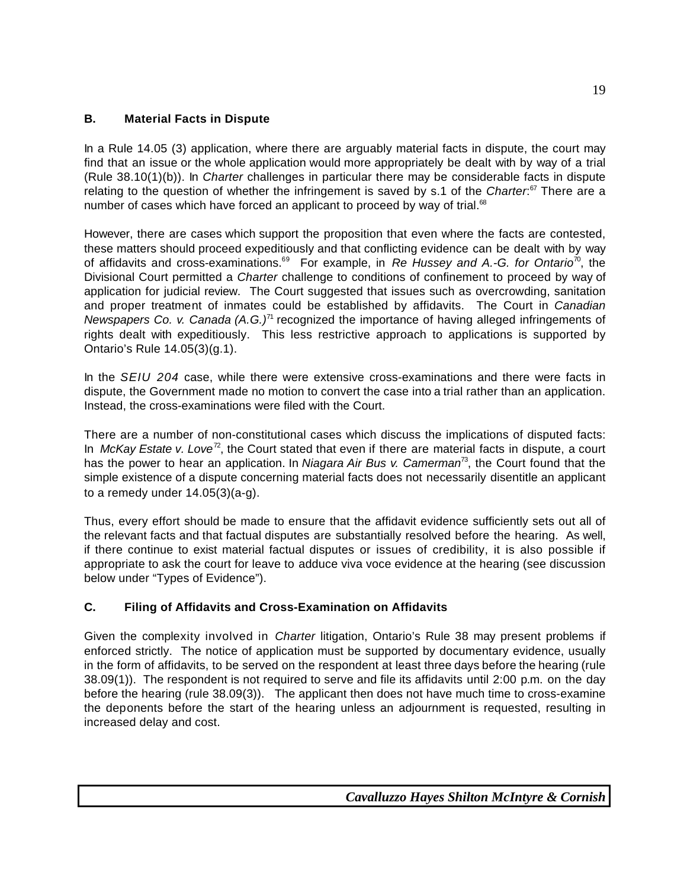### B. Material Facts in Dispute

In a Rule 14.05 (3) application, where there are arguably material facts in dispute, the court may find that an issue or the whole application would more appropriately be dealt with by way of a trial (Rule 38.10(1)(b)). In *Charter* challenges in particular there may be considerable facts in dispute relating to the question of whether the infringement is saved by s.1 of the *Charter*:[67] There are a number of cases which have forced an applicant to proceed by way of trial.[68]

However, there are cases which support the proposition that even where the facts are contested, these matters should proceed expeditiously and that conflicting evidence can be dealt with by way of affidavits and cross-examinations.[69] For example, in *Re Hussey and A.-G. for Ontario*[70], the Divisional Court permitted a *Charter* challenge to conditions of confinement to proceed by way of application for judicial review. The Court suggested that issues such as overcrowding, sanitation and proper treatment of inmates could be established by affidavits. The Court in *Canadian Newspapers Co. v. Canada (A.G.)*[71] recognized the importance of having alleged infringements of rights dealt with expeditiously. This less restrictive approach to applications is supported by Ontario's Rule 14.05(3)(g.1).

In the *SEIU 204* case, while there were extensive cross-examinations and there were facts in dispute, the Government made no motion to convert the case into a trial rather than an application. Instead, the cross-examinations were filed with the Court.

There are a number of non-constitutional cases which discuss the implications of disputed facts: In *McKay Estate v. Love*[72], the Court stated that even if there are material facts in dispute, a court has the power to hear an application. In *Niagara Air Bus v. Camerman*[73], the Court found that the simple existence of a dispute concerning material facts does not necessarily disentitle an applicant to a remedy under 14.05(3)(a-g).

Thus, every effort should be made to ensure that the affidavit evidence sufficiently sets out all of the relevant facts and that factual disputes are substantially resolved before the hearing. As well, if there continue to exist material factual disputes or issues of credibility, it is also possible if appropriate to ask the court for leave to adduce viva voce evidence at the hearing (see discussion below under "Types of Evidence").

### C. Filing of Affidavits and Cross-Examination on Affidavits

Given the complexity involved in *Charter* litigation, Ontario's Rule 38 may present problems if enforced strictly. The notice of application must be supported by documentary evidence, usually in the form of affidavits, to be served on the respondent at least three days before the hearing (rule 38.09(1)). The respondent is not required to serve and file its affidavits until 2:00 p.m. on the day before the hearing (rule 38.09(3)). The applicant then does not have much time to cross-examine the deponents before the start of the hearing unless an adjournment is requested, resulting in increased delay and cost.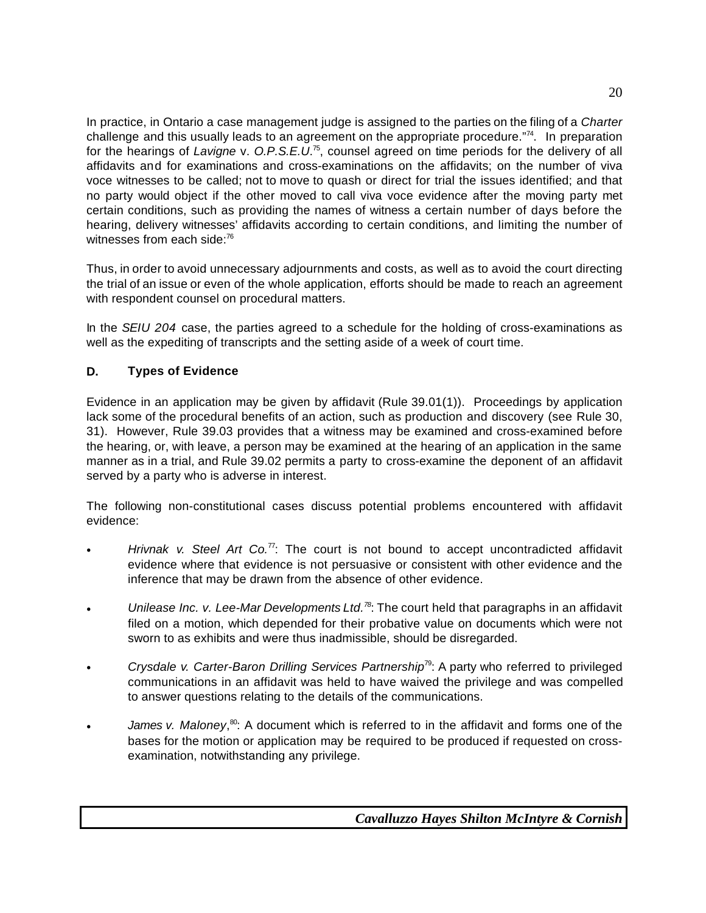In practice, in Ontario a case management judge is assigned to the parties on the filing of a *Charter* challenge and this usually leads to an agreement on the appropriate procedure."[74]. In preparation for the hearings of *Lavigne* v. *O.P.S.E.U.*[75], counsel agreed on time periods for the delivery of all affidavits and for examinations and cross-examinations on the affidavits; on the number of viva voce witnesses to be called; not to move to quash or direct for trial the issues identified; and that no party would object if the other moved to call viva voce evidence after the moving party met certain conditions, such as providing the names of witness a certain number of days before the hearing, delivery witnesses' affidavits according to certain conditions, and limiting the number of witnesses from each side:[76]

Thus, in order to avoid unnecessary adjournments and costs, as well as to avoid the court directing the trial of an issue or even of the whole application, efforts should be made to reach an agreement with respondent counsel on procedural matters.

In the *SEIU 204* case, the parties agreed to a schedule for the holding of cross-examinations as well as the expediting of transcripts and the setting aside of a week of court time.

### D. Types of Evidence

Evidence in an application may be given by affidavit (Rule 39.01(1)). Proceedings by application lack some of the procedural benefits of an action, such as production and discovery (see Rule 30, 31). However, Rule 39.03 provides that a witness may be examined and cross-examined before the hearing, or, with leave, a person may be examined at the hearing of an application in the same manner as in a trial, and Rule 39.02 permits a party to cross-examine the deponent of an affidavit served by a party who is adverse in interest.

The following non-constitutional cases discuss potential problems encountered with affidavit evidence:

- *Hrivnak v. Steel Art Co.*[77]: The court is not bound to accept uncontradicted affidavit evidence where that evidence is not persuasive or consistent with other evidence and the inference that may be drawn from the absence of other evidence.

- *Unilease Inc. v. Lee-Mar Developments Ltd.*[78]: The court held that paragraphs in an affidavit filed on a motion, which depended for their probative value on documents which were not sworn to as exhibits and were thus inadmissible, should be disregarded.

- *Crysdale v. Carter-Baron Drilling Services Partnership*[79]: A party who referred to privileged communications in an affidavit was held to have waived the privilege and was compelled to answer questions relating to the details of the communications.

- *James v. Maloney*,[80]: A document which is referred to in the affidavit and forms one of the bases for the motion or application may be required to be produced if requested on cross-examination, notwithstanding any privilege.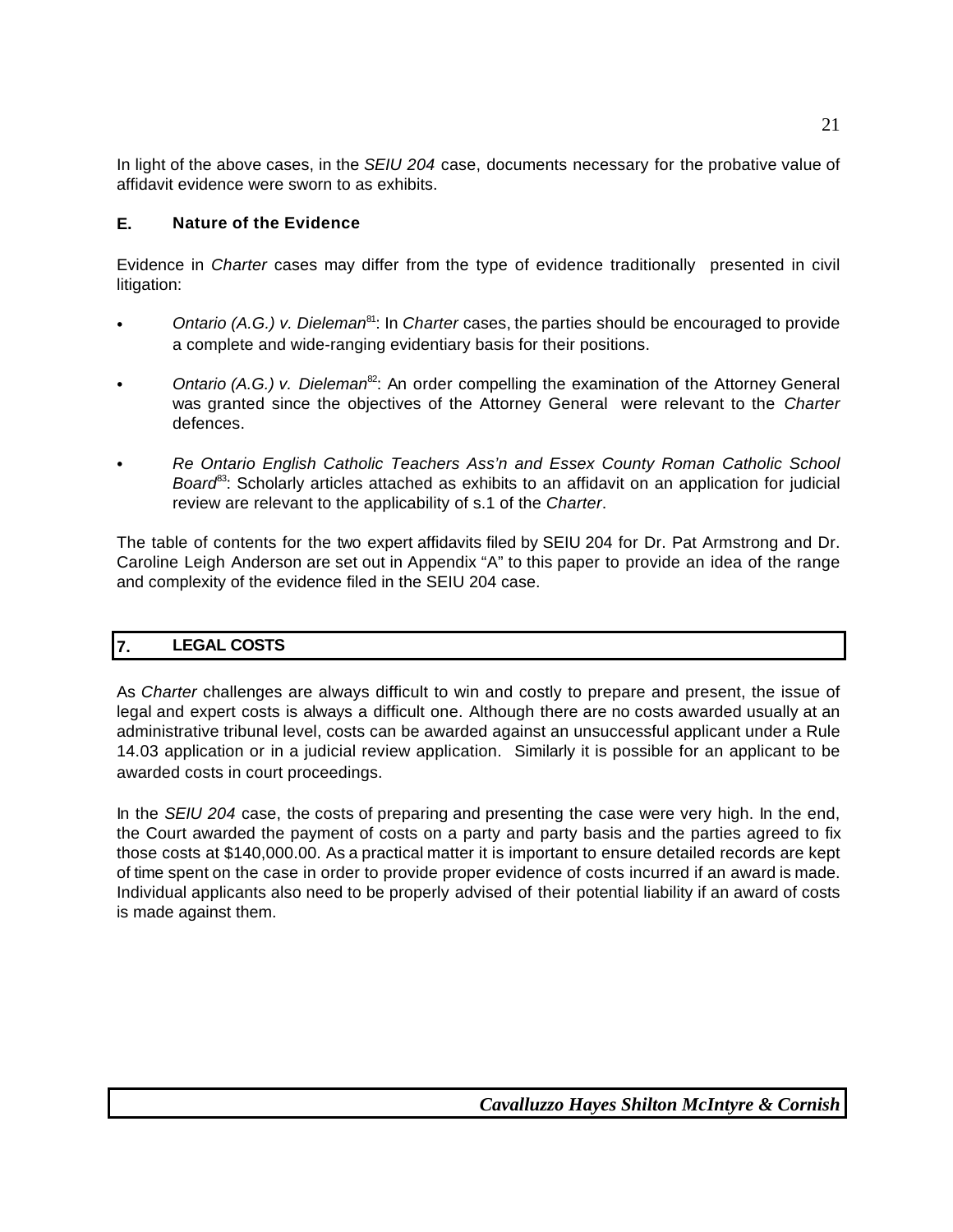In light of the above cases, in the *SEIU 204* case, documents necessary for the probative value of affidavit evidence were sworn to as exhibits.

### E. Nature of the Evidence

Evidence in *Charter* cases may differ from the type of evidence traditionally presented in civil litigation:

- *Ontario (A.G.) v. Dieleman*[81]: In *Charter* cases, the parties should be encouraged to provide a complete and wide-ranging evidentiary basis for their positions.

- *Ontario (A.G.) v. Dieleman*[82]: An order compelling the examination of the Attorney General was granted since the objectives of the Attorney General were relevant to the *Charter* defences.

- *Re Ontario English Catholic Teachers Ass'n and Essex County Roman Catholic School Board*[83]: Scholarly articles attached as exhibits to an affidavit on an application for judicial review are relevant to the applicability of s.1 of the *Charter*.

The table of contents for the two expert affidavits filed by SEIU 204 for Dr. Pat Armstrong and Dr. Caroline Leigh Anderson are set out in Appendix "A" to this paper to provide an idea of the range and complexity of the evidence filed in the SEIU 204 case.

## 7. LEGAL COSTS

As *Charter* challenges are always difficult to win and costly to prepare and present, the issue of legal and expert costs is always a difficult one. Although there are no costs awarded usually at an administrative tribunal level, costs can be awarded against an unsuccessful applicant under a Rule 14.03 application or in a judicial review application. Similarly it is possible for an applicant to be awarded costs in court proceedings.

In the *SEIU 204* case, the costs of preparing and presenting the case were very high. In the end, the Court awarded the payment of costs on a party and party basis and the parties agreed to fix those costs at $140,000.00. As a practical matter it is important to ensure detailed records are kept of time spent on the case in order to provide proper evidence of costs incurred if an award is made. Individual applicants also need to be properly advised of their potential liability if an award of costs is made against them.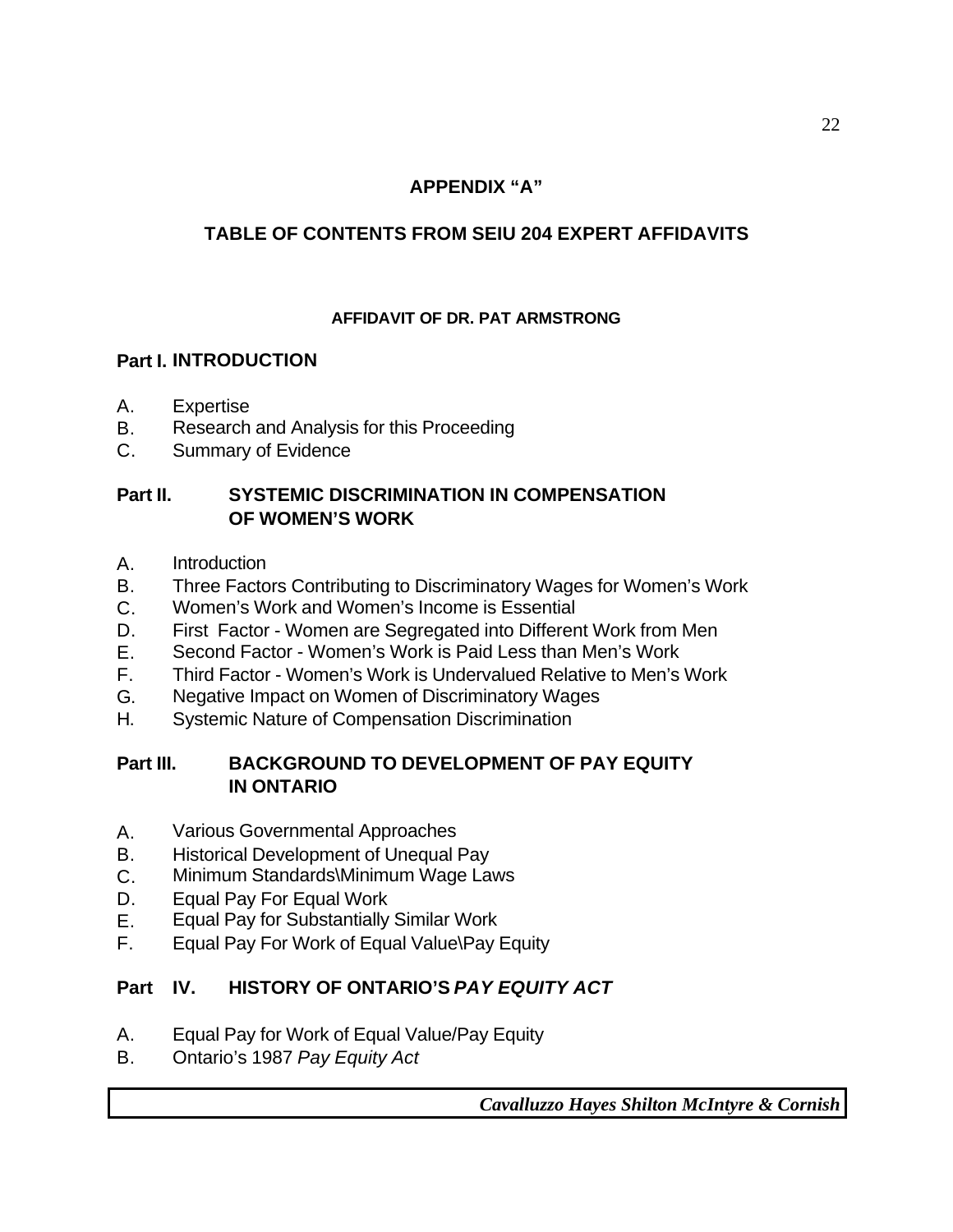## APPENDIX "A"

## TABLE OF CONTENTS FROM SEIU 204 EXPERT AFFIDAVITS

### AFFIDAVIT OF DR. PAT ARMSTRONG

**Part I. INTRODUCTION**

A. Expertise
B. Research and Analysis for this Proceeding
C. Summary of Evidence

**Part II. SYSTEMIC DISCRIMINATION IN COMPENSATION OF WOMEN'S WORK**

A. Introduction
B. Three Factors Contributing to Discriminatory Wages for Women's Work
C. Women's Work and Women's Income is Essential
D. First Factor - Women are Segregated into Different Work from Men
E. Second Factor - Women's Work is Paid Less than Men's Work
F. Third Factor - Women's Work is Undervalued Relative to Men's Work
G. Negative Impact on Women of Discriminatory Wages
H. Systemic Nature of Compensation Discrimination

**Part III. BACKGROUND TO DEVELOPMENT OF PAY EQUITY IN ONTARIO**

A. Various Governmental Approaches
B. Historical Development of Unequal Pay
C. Minimum Standards\Minimum Wage Laws
D. Equal Pay For Equal Work
E. Equal Pay for Substantially Similar Work
F. Equal Pay For Work of Equal Value\Pay Equity

**Part IV. HISTORY OF ONTARIO'S *PAY EQUITY ACT***

A. Equal Pay for Work of Equal Value/Pay Equity
B. Ontario's 1987 *Pay Equity Act*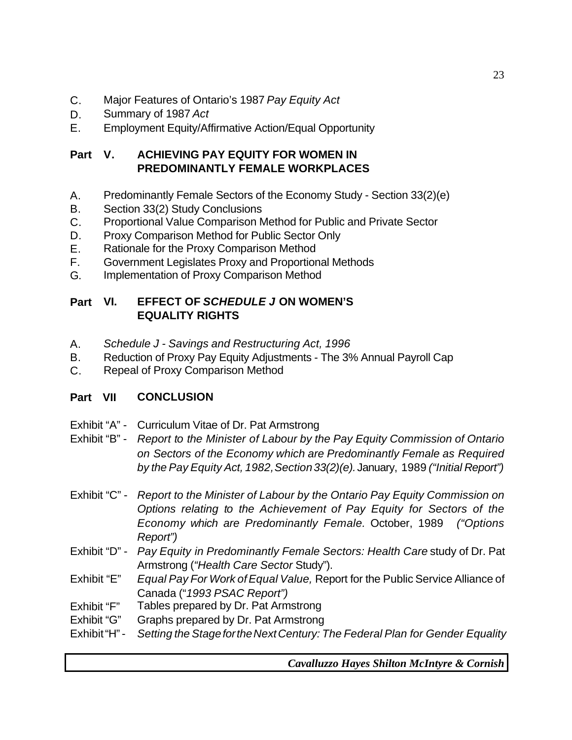C. Major Features of Ontario's 1987 *Pay Equity Act*
D. Summary of 1987 *Act*
E. Employment Equity/Affirmative Action/Equal Opportunity

**Part V. ACHIEVING PAY EQUITY FOR WOMEN IN PREDOMINANTLY FEMALE WORKPLACES**

A. Predominantly Female Sectors of the Economy Study - Section 33(2)(e)
B. Section 33(2) Study Conclusions
C. Proportional Value Comparison Method for Public and Private Sector
D. Proxy Comparison Method for Public Sector Only
E. Rationale for the Proxy Comparison Method
F. Government Legislates Proxy and Proportional Methods
G. Implementation of Proxy Comparison Method

**Part VI. EFFECT OF *SCHEDULE J* ON WOMEN'S EQUALITY RIGHTS**

A. *Schedule J - Savings and Restructuring Act, 1996*
B. Reduction of Proxy Pay Equity Adjustments - The 3% Annual Payroll Cap
C. Repeal of Proxy Comparison Method

**Part VII CONCLUSION**

Exhibit "A" - Curriculum Vitae of Dr. Pat Armstrong

Exhibit "B" - *Report to the Minister of Labour by the Pay Equity Commission of Ontario on Sectors of the Economy which are Predominantly Female as Required by the Pay Equity Act, 1982, Section 33(2)(e).* January, 1989 *("Initial Report")*

Exhibit "C" - *Report to the Minister of Labour by the Ontario Pay Equity Commission on Options relating to the Achievement of Pay Equity for Sectors of the Economy which are Predominantly Female.* October, 1989 *("Options Report")*

Exhibit "D" - *Pay Equity in Predominantly Female Sectors: Health Care* study of Dr. Pat Armstrong (*"Health Care Sector* Study").

Exhibit "E" *Equal Pay For Work of Equal Value,* Report for the Public Service Alliance of Canada ("*1993 PSAC Report")*

Exhibit "F" Tables prepared by Dr. Pat Armstrong

Exhibit "G" Graphs prepared by Dr. Pat Armstrong

Exhibit "H" - *Setting the Stage for the Next Century: The Federal Plan for Gender Equality*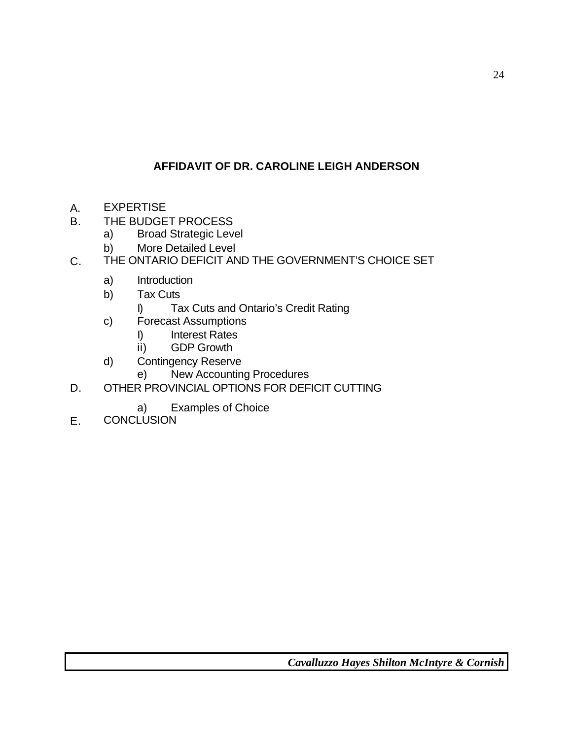## AFFIDAVIT OF DR. CAROLINE LEIGH ANDERSON

- A. EXPERTISE
- B. THE BUDGET PROCESS
  - a) Broad Strategic Level
  - b) More Detailed Level
- C. THE ONTARIO DEFICIT AND THE GOVERNMENT'S CHOICE SET
  - a) Introduction
  - b) Tax Cuts
    - I) Tax Cuts and Ontario's Credit Rating
  - c) Forecast Assumptions
    - I) Interest Rates
    - ii) GDP Growth
  - d) Contingency Reserve
    - e) New Accounting Procedures
- D. OTHER PROVINCIAL OPTIONS FOR DEFICIT CUTTING
    - a) Examples of Choice
- E. CONCLUSION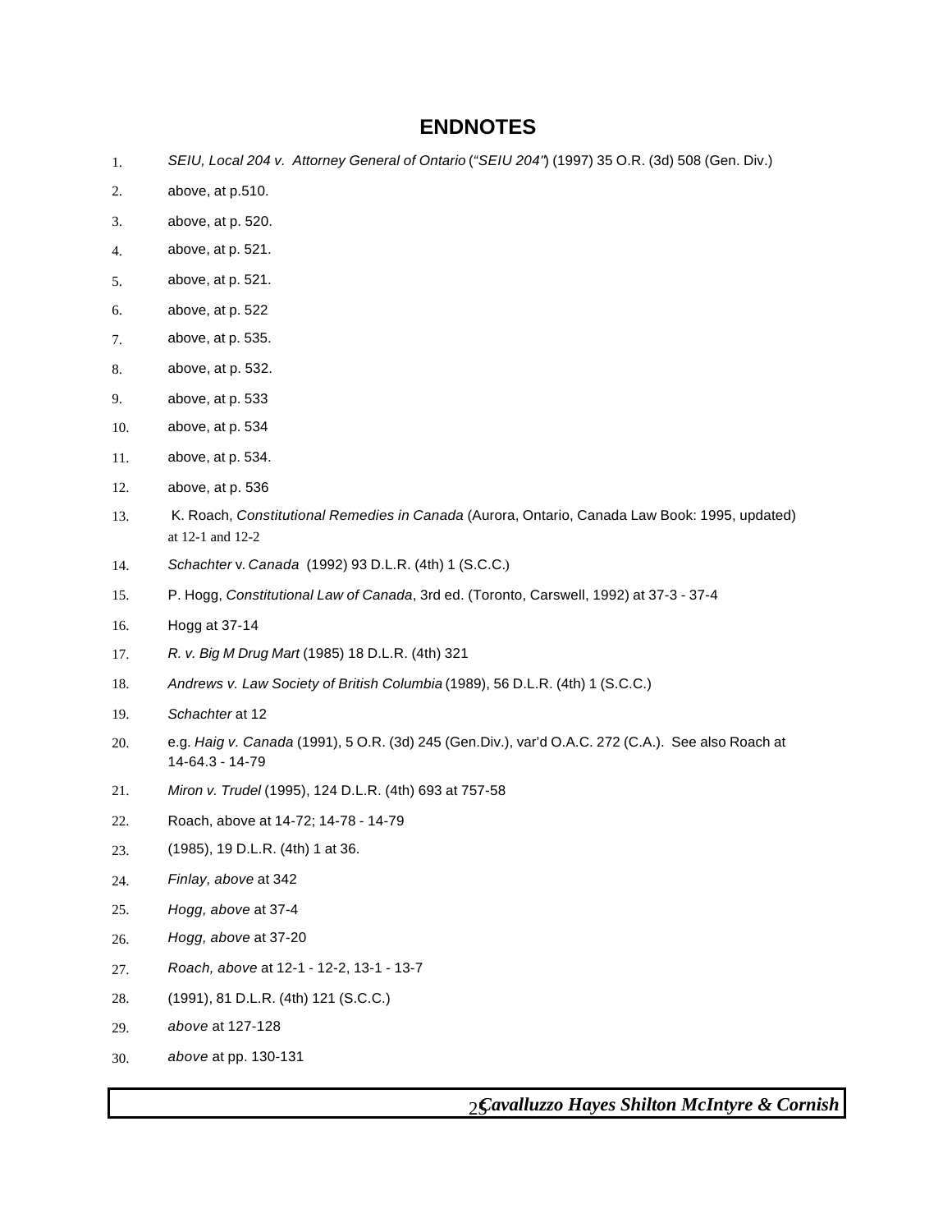# ENDNOTES

1. *SEIU, Local 204 v. Attorney General of Ontario* (*"SEIU 204"*) (1997) 35 O.R. (3d) 508 (Gen. Div.)
2. above, at p.510.
3. above, at p. 520.
4. above, at p. 521.
5. above, at p. 521.
6. above, at p. 522
7. above, at p. 535.
8. above, at p. 532.
9. above, at p. 533
10. above, at p. 534
11. above, at p. 534.
12. above, at p. 536
13. K. Roach, *Constitutional Remedies in Canada* (Aurora, Ontario, Canada Law Book: 1995, updated) at 12-1 and 12-2
14. *Schachter* v. *Canada* (1992) 93 D.L.R. (4th) 1 (S.C.C.)
15. P. Hogg, *Constitutional Law of Canada*, 3rd ed. (Toronto, Carswell, 1992) at 37-3 - 37-4
16. Hogg at 37-14
17. *R. v. Big M Drug Mart* (1985) 18 D.L.R. (4th) 321
18. *Andrews v. Law Society of British Columbia* (1989), 56 D.L.R. (4th) 1 (S.C.C.)
19. *Schachter* at 12
20. e.g. *Haig v. Canada* (1991), 5 O.R. (3d) 245 (Gen.Div.), var'd O.A.C. 272 (C.A.). See also Roach at 14-64.3 - 14-79
21. *Miron v. Trudel* (1995), 124 D.L.R. (4th) 693 at 757-58
22. Roach, above at 14-72; 14-78 - 14-79
23. (1985), 19 D.L.R. (4th) 1 at 36.
24. *Finlay, above* at 342
25. *Hogg, above* at 37-4
26. *Hogg, above* at 37-20
27. *Roach, above* at 12-1 - 12-2, 13-1 - 13-7
28. (1991), 81 D.L.R. (4th) 121 (S.C.C.)
29. *above* at 127-128
30. *above* at pp. 130-131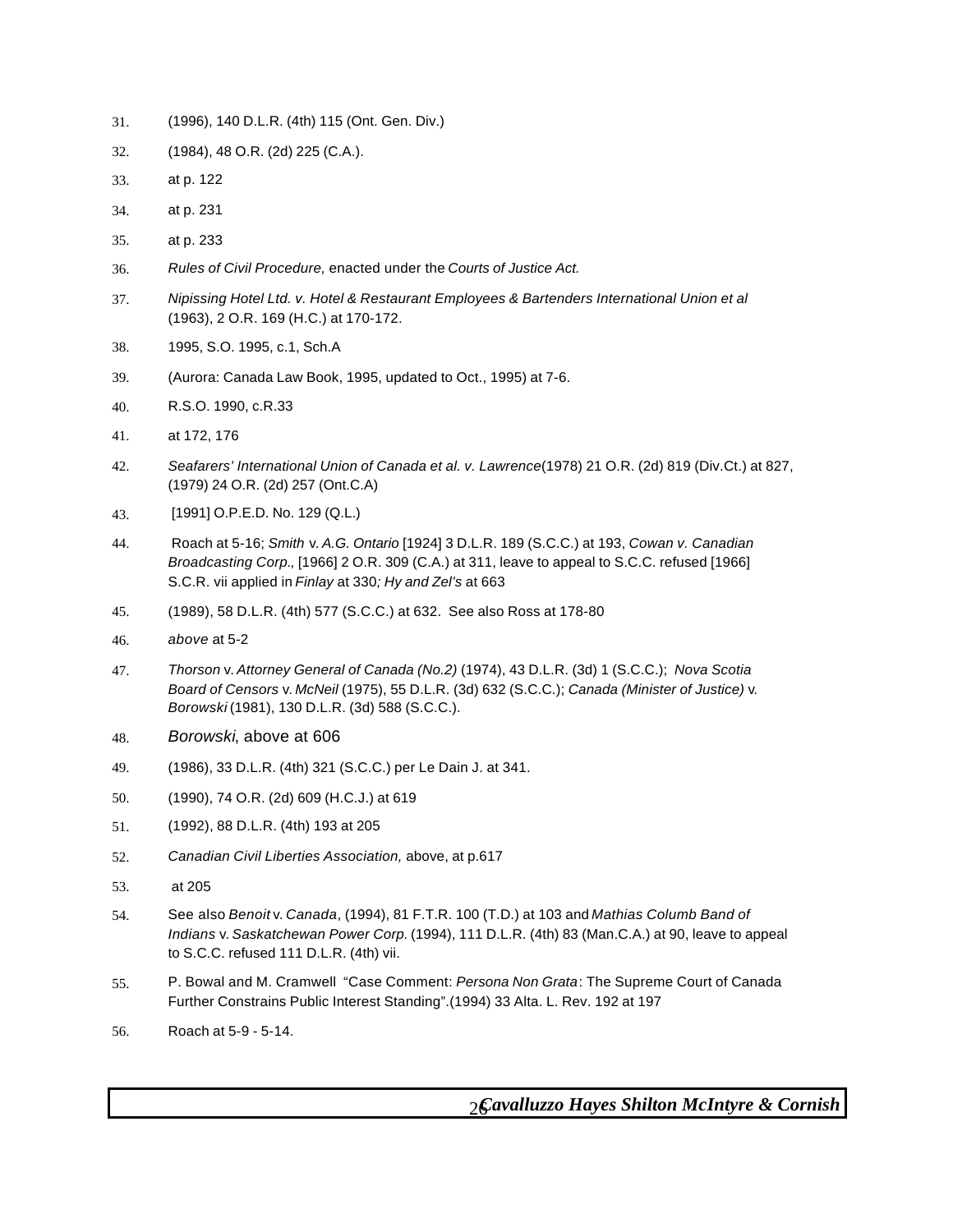31. (1996), 140 D.L.R. (4th) 115 (Ont. Gen. Div.)

32. (1984), 48 O.R. (2d) 225 (C.A.).

33. at p. 122

34. at p. 231

35. at p. 233

36. *Rules of Civil Procedure,* enacted under the *Courts of Justice Act.*

37. *Nipissing Hotel Ltd. v. Hotel & Restaurant Employees & Bartenders International Union et al* (1963), 2 O.R. 169 (H.C.) at 170-172.

38. 1995, S.O. 1995, c.1, Sch.A

39. (Aurora: Canada Law Book, 1995, updated to Oct., 1995) at 7-6.

40. R.S.O. 1990, c.R.33

41. at 172, 176

42. *Seafarers' International Union of Canada et al. v. Lawrence*(1978) 21 O.R. (2d) 819 (Div.Ct.) at 827, (1979) 24 O.R. (2d) 257 (Ont.C.A)

43. [1991] O.P.E.D. No. 129 (Q.L.)

44. Roach at 5-16; *Smith* v. *A.G. Ontario* [1924] 3 D.L.R. 189 (S.C.C.) at 193, *Cowan v. Canadian Broadcasting Corp.*, [1966] 2 O.R. 309 (C.A.) at 311, leave to appeal to S.C.C. refused [1966] S.C.R. vii applied in *Finlay* at 330*; Hy and Zel's* at 663

45. (1989), 58 D.L.R. (4th) 577 (S.C.C.) at 632. See also Ross at 178-80

46. *above* at 5-2

47. *Thorson* v. *Attorney General of Canada (No.2)* (1974), 43 D.L.R. (3d) 1 (S.C.C.); *Nova Scotia Board of Censors* v. *McNeil* (1975), 55 D.L.R. (3d) 632 (S.C.C.); *Canada (Minister of Justice)* v. *Borowski* (1981), 130 D.L.R. (3d) 588 (S.C.C.).

48. *Borowski*, above at 606

49. (1986), 33 D.L.R. (4th) 321 (S.C.C.) per Le Dain J. at 341.

50. (1990), 74 O.R. (2d) 609 (H.C.J.) at 619

51. (1992), 88 D.L.R. (4th) 193 at 205

52. *Canadian Civil Liberties Association,* above, at p.617

53. at 205

54. See also *Benoit* v. *Canada*, (1994), 81 F.T.R. 100 (T.D.) at 103 and *Mathias Columb Band of Indians* v. *Saskatchewan Power Corp.* (1994), 111 D.L.R. (4th) 83 (Man.C.A.) at 90, leave to appeal to S.C.C. refused 111 D.L.R. (4th) vii.

55. P. Bowal and M. Cramwell "Case Comment: *Persona Non Grata*: The Supreme Court of Canada Further Constrains Public Interest Standing".(1994) 33 Alta. L. Rev. 192 at 197

56. Roach at 5-9 - 5-14.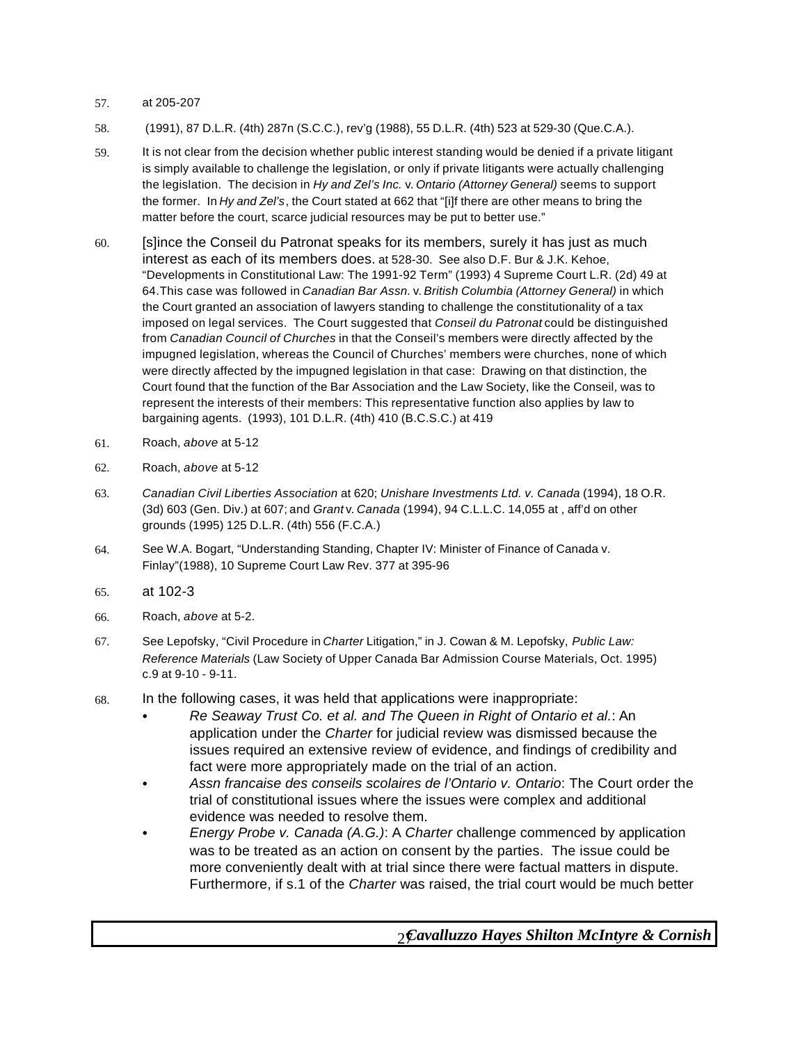57. at 205-207

58. (1991), 87 D.L.R. (4th) 287n (S.C.C.), rev'g (1988), 55 D.L.R. (4th) 523 at 529-30 (Que.C.A.).

59. It is not clear from the decision whether public interest standing would be denied if a private litigant is simply available to challenge the legislation, or only if private litigants were actually challenging the legislation. The decision in *Hy and Zel's Inc.* v. *Ontario (Attorney General)* seems to support the former. In *Hy and Zel's*, the Court stated at 662 that "[i]f there are other means to bring the matter before the court, scarce judicial resources may be put to better use."

60. [s]ince the Conseil du Patronat speaks for its members, surely it has just as much interest as each of its members does. at 528-30. See also D.F. Bur & J.K. Kehoe, "Developments in Constitutional Law: The 1991-92 Term" (1993) 4 Supreme Court L.R. (2d) 49 at 64.This case was followed in *Canadian Bar Assn.* v. *British Columbia (Attorney General)* in which the Court granted an association of lawyers standing to challenge the constitutionality of a tax imposed on legal services. The Court suggested that *Conseil du Patronat* could be distinguished from *Canadian Council of Churches* in that the Conseil's members were directly affected by the impugned legislation, whereas the Council of Churches' members were churches, none of which were directly affected by the impugned legislation in that case: Drawing on that distinction, the Court found that the function of the Bar Association and the Law Society, like the Conseil, was to represent the interests of their members: This representative function also applies by law to bargaining agents. (1993), 101 D.L.R. (4th) 410 (B.C.S.C.) at 419

61. Roach, *above* at 5-12

62. Roach, *above* at 5-12

63. *Canadian Civil Liberties Association* at 620; *Unishare Investments Ltd. v. Canada* (1994), 18 O.R. (3d) 603 (Gen. Div.) at 607; and *Grant* v. *Canada* (1994), 94 C.L.L.C. 14,055 at , aff'd on other grounds (1995) 125 D.L.R. (4th) 556 (F.C.A.)

64. See W.A. Bogart, "Understanding Standing, Chapter IV: Minister of Finance of Canada v. Finlay"(1988), 10 Supreme Court Law Rev. 377 at 395-96

65. at 102-3

66. Roach, *above* at 5-2.

67. See Lepofsky, "Civil Procedure in *Charter* Litigation," in J. Cowan & M. Lepofsky, *Public Law: Reference Materials* (Law Society of Upper Canada Bar Admission Course Materials, Oct. 1995) c.9 at 9-10 - 9-11.

68. In the following cases, it was held that applications were inappropriate:
   - *Re Seaway Trust Co. et al. and The Queen in Right of Ontario et al.*: An application under the *Charter* for judicial review was dismissed because the issues required an extensive review of evidence, and findings of credibility and fact were more appropriately made on the trial of an action.
   - *Assn francaise des conseils scolaires de l'Ontario v. Ontario*: The Court order the trial of constitutional issues where the issues were complex and additional evidence was needed to resolve them.
   - *Energy Probe v. Canada (A.G.)*: A *Charter* challenge commenced by application was to be treated as an action on consent by the parties. The issue could be more conveniently dealt with at trial since there were factual matters in dispute. Furthermore, if s.1 of the *Charter* was raised, the trial court would be much better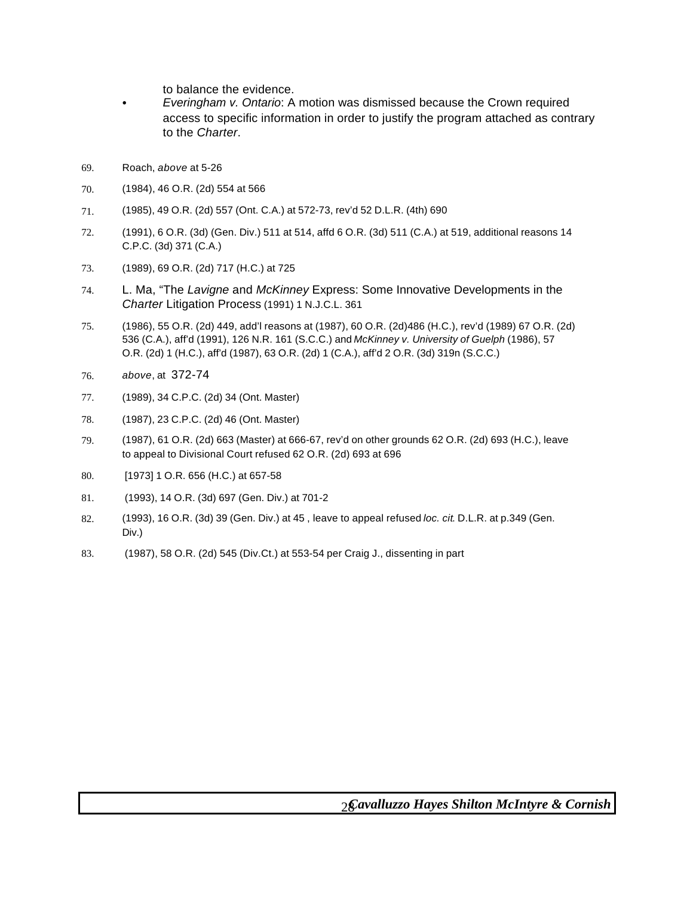to balance the evidence.

- *Everingham v. Ontario*: A motion was dismissed because the Crown required access to specific information in order to justify the program attached as contrary to the *Charter*.

69. Roach, *above* at 5-26

70. (1984), 46 O.R. (2d) 554 at 566

71. (1985), 49 O.R. (2d) 557 (Ont. C.A.) at 572-73, rev'd 52 D.L.R. (4th) 690

72. (1991), 6 O.R. (3d) (Gen. Div.) 511 at 514, affd 6 O.R. (3d) 511 (C.A.) at 519, additional reasons 14 C.P.C. (3d) 371 (C.A.)

73. (1989), 69 O.R. (2d) 717 (H.C.) at 725

74. L. Ma, "The *Lavigne* and *McKinney* Express: Some Innovative Developments in the *Charter* Litigation Process (1991) 1 N.J.C.L. 361

75. (1986), 55 O.R. (2d) 449, add'l reasons at (1987), 60 O.R. (2d)486 (H.C.), rev'd (1989) 67 O.R. (2d) 536 (C.A.), aff'd (1991), 126 N.R. 161 (S.C.C.) and *McKinney v. University of Guelph* (1986), 57 O.R. (2d) 1 (H.C.), aff'd (1987), 63 O.R. (2d) 1 (C.A.), aff'd 2 O.R. (3d) 319n (S.C.C.)

76. *above*, at 372-74

77. (1989), 34 C.P.C. (2d) 34 (Ont. Master)

78. (1987), 23 C.P.C. (2d) 46 (Ont. Master)

79. (1987), 61 O.R. (2d) 663 (Master) at 666-67, rev'd on other grounds 62 O.R. (2d) 693 (H.C.), leave to appeal to Divisional Court refused 62 O.R. (2d) 693 at 696

80. [1973] 1 O.R. 656 (H.C.) at 657-58

81. (1993), 14 O.R. (3d) 697 (Gen. Div.) at 701-2

82. (1993), 16 O.R. (3d) 39 (Gen. Div.) at 45 , leave to appeal refused *loc. cit.* D.L.R. at p.349 (Gen. Div.)

83. (1987), 58 O.R. (2d) 545 (Div.Ct.) at 553-54 per Craig J., dissenting in part